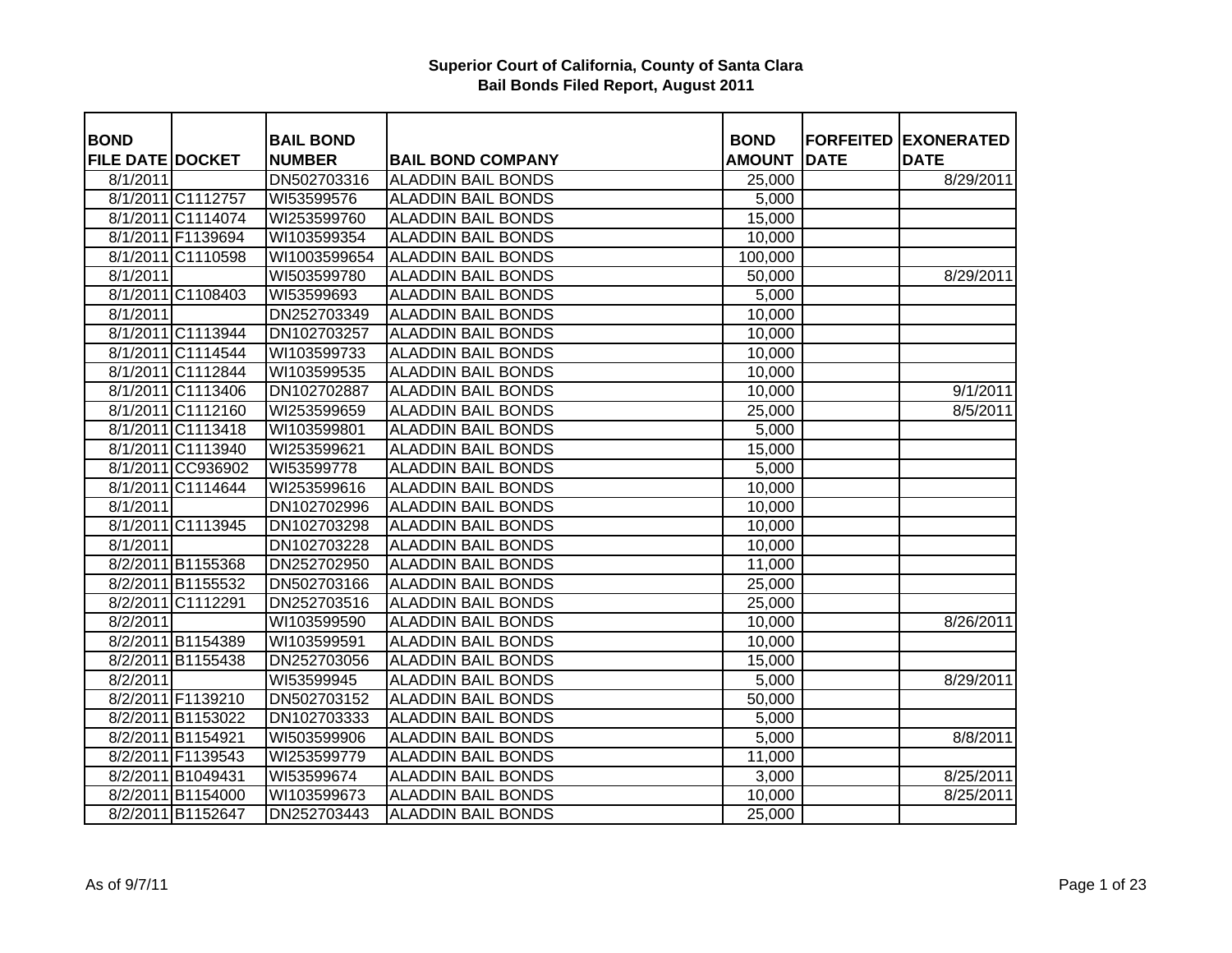# Superior Court of California, County of Santa Clara
## Bail Bonds Filed Report, August 2011

| BOND FILE DATE | DOCKET | BAIL BOND NUMBER | BAIL BOND COMPANY | BOND AMOUNT | FORFEITED DATE | EXONERATED DATE |
|---|---|---|---|---|---|---|
| 8/1/2011 | | DN502703316 | ALADDIN BAIL BONDS | 25,000 | | 8/29/2011 |
| 8/1/2011 | C1112757 | WI53599576 | ALADDIN BAIL BONDS | 5,000 | | |
| 8/1/2011 | C1114074 | WI253599760 | ALADDIN BAIL BONDS | 15,000 | | |
| 8/1/2011 | F1139694 | WI103599354 | ALADDIN BAIL BONDS | 10,000 | | |
| 8/1/2011 | C1110598 | WI1003599654 | ALADDIN BAIL BONDS | 100,000 | | |
| 8/1/2011 | | WI503599780 | ALADDIN BAIL BONDS | 50,000 | | 8/29/2011 |
| 8/1/2011 | C1108403 | WI53599693 | ALADDIN BAIL BONDS | 5,000 | | |
| 8/1/2011 | | DN252703349 | ALADDIN BAIL BONDS | 10,000 | | |
| 8/1/2011 | C1113944 | DN102703257 | ALADDIN BAIL BONDS | 10,000 | | |
| 8/1/2011 | C1114544 | WI103599733 | ALADDIN BAIL BONDS | 10,000 | | |
| 8/1/2011 | C1112844 | WI103599535 | ALADDIN BAIL BONDS | 10,000 | | |
| 8/1/2011 | C1113406 | DN102702887 | ALADDIN BAIL BONDS | 10,000 | | 9/1/2011 |
| 8/1/2011 | C1112160 | WI253599659 | ALADDIN BAIL BONDS | 25,000 | | 8/5/2011 |
| 8/1/2011 | C1113418 | WI103599801 | ALADDIN BAIL BONDS | 5,000 | | |
| 8/1/2011 | C1113940 | WI253599621 | ALADDIN BAIL BONDS | 15,000 | | |
| 8/1/2011 | CC936902 | WI53599778 | ALADDIN BAIL BONDS | 5,000 | | |
| 8/1/2011 | C1114644 | WI253599616 | ALADDIN BAIL BONDS | 10,000 | | |
| 8/1/2011 | | DN102702996 | ALADDIN BAIL BONDS | 10,000 | | |
| 8/1/2011 | C1113945 | DN102703298 | ALADDIN BAIL BONDS | 10,000 | | |
| 8/1/2011 | | DN102703228 | ALADDIN BAIL BONDS | 10,000 | | |
| 8/2/2011 | B1155368 | DN252702950 | ALADDIN BAIL BONDS | 11,000 | | |
| 8/2/2011 | B1155532 | DN502703166 | ALADDIN BAIL BONDS | 25,000 | | |
| 8/2/2011 | C1112291 | DN252703516 | ALADDIN BAIL BONDS | 25,000 | | |
| 8/2/2011 | | WI103599590 | ALADDIN BAIL BONDS | 10,000 | | 8/26/2011 |
| 8/2/2011 | B1154389 | WI103599591 | ALADDIN BAIL BONDS | 10,000 | | |
| 8/2/2011 | B1155438 | DN252703056 | ALADDIN BAIL BONDS | 15,000 | | |
| 8/2/2011 | | WI53599945 | ALADDIN BAIL BONDS | 5,000 | | 8/29/2011 |
| 8/2/2011 | F1139210 | DN502703152 | ALADDIN BAIL BONDS | 50,000 | | |
| 8/2/2011 | B1153022 | DN102703333 | ALADDIN BAIL BONDS | 5,000 | | |
| 8/2/2011 | B1154921 | WI503599906 | ALADDIN BAIL BONDS | 5,000 | | 8/8/2011 |
| 8/2/2011 | F1139543 | WI253599779 | ALADDIN BAIL BONDS | 11,000 | | |
| 8/2/2011 | B1049431 | WI53599674 | ALADDIN BAIL BONDS | 3,000 | | 8/25/2011 |
| 8/2/2011 | B1154000 | WI103599673 | ALADDIN BAIL BONDS | 10,000 | | 8/25/2011 |
| 8/2/2011 | B1152647 | DN252703443 | ALADDIN BAIL BONDS | 25,000 | | |

As of 9/7/11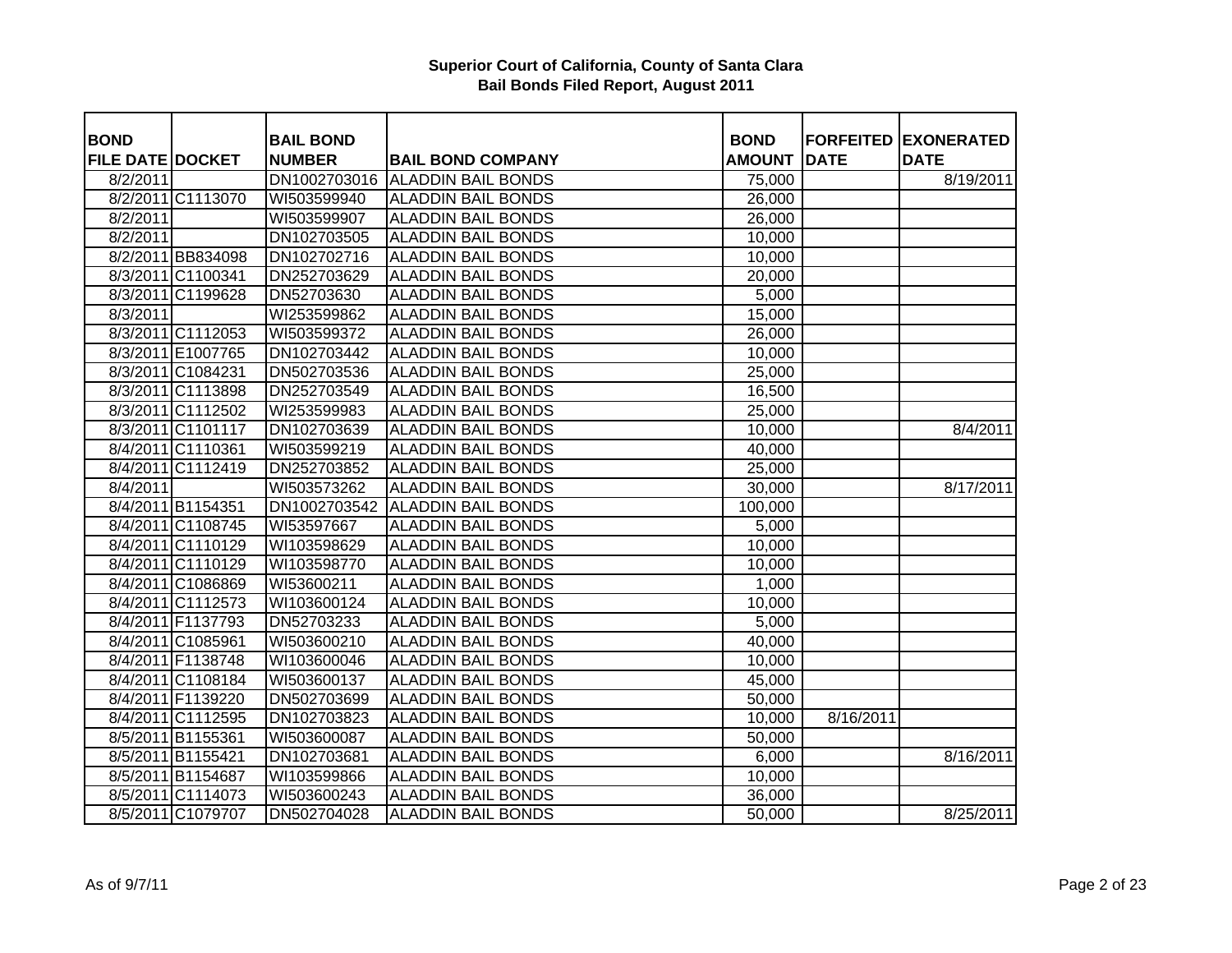**Superior Court of California, County of Santa Clara**
**Bail Bonds Filed Report, August 2011**

| BOND FILE DATE | DOCKET | BAIL BOND NUMBER | BAIL BOND COMPANY | BOND AMOUNT | FORFEITED DATE | EXONERATED DATE |
|---|---|---|---|---|---|---|
| 8/2/2011 | | DN1002703016 | ALADDIN BAIL BONDS | 75,000 | | 8/19/2011 |
| 8/2/2011 | C1113070 | WI503599940 | ALADDIN BAIL BONDS | 26,000 | | |
| 8/2/2011 | | WI503599907 | ALADDIN BAIL BONDS | 26,000 | | |
| 8/2/2011 | | DN102703505 | ALADDIN BAIL BONDS | 10,000 | | |
| 8/2/2011 | BB834098 | DN102702716 | ALADDIN BAIL BONDS | 10,000 | | |
| 8/3/2011 | C1100341 | DN252703629 | ALADDIN BAIL BONDS | 20,000 | | |
| 8/3/2011 | C1199628 | DN52703630 | ALADDIN BAIL BONDS | 5,000 | | |
| 8/3/2011 | | WI253599862 | ALADDIN BAIL BONDS | 15,000 | | |
| 8/3/2011 | C1112053 | WI503599372 | ALADDIN BAIL BONDS | 26,000 | | |
| 8/3/2011 | E1007765 | DN102703442 | ALADDIN BAIL BONDS | 10,000 | | |
| 8/3/2011 | C1084231 | DN502703536 | ALADDIN BAIL BONDS | 25,000 | | |
| 8/3/2011 | C1113898 | DN252703549 | ALADDIN BAIL BONDS | 16,500 | | |
| 8/3/2011 | C1112502 | WI253599983 | ALADDIN BAIL BONDS | 25,000 | | |
| 8/3/2011 | C1101117 | DN102703639 | ALADDIN BAIL BONDS | 10,000 | | 8/4/2011 |
| 8/4/2011 | C1110361 | WI503599219 | ALADDIN BAIL BONDS | 40,000 | | |
| 8/4/2011 | C1112419 | DN252703852 | ALADDIN BAIL BONDS | 25,000 | | |
| 8/4/2011 | | WI503573262 | ALADDIN BAIL BONDS | 30,000 | | 8/17/2011 |
| 8/4/2011 | B1154351 | DN1002703542 | ALADDIN BAIL BONDS | 100,000 | | |
| 8/4/2011 | C1108745 | WI53597667 | ALADDIN BAIL BONDS | 5,000 | | |
| 8/4/2011 | C1110129 | WI103598629 | ALADDIN BAIL BONDS | 10,000 | | |
| 8/4/2011 | C1110129 | WI103598770 | ALADDIN BAIL BONDS | 10,000 | | |
| 8/4/2011 | C1086869 | WI53600211 | ALADDIN BAIL BONDS | 1,000 | | |
| 8/4/2011 | C1112573 | WI103600124 | ALADDIN BAIL BONDS | 10,000 | | |
| 8/4/2011 | F1137793 | DN52703233 | ALADDIN BAIL BONDS | 5,000 | | |
| 8/4/2011 | C1085961 | WI503600210 | ALADDIN BAIL BONDS | 40,000 | | |
| 8/4/2011 | F1138748 | WI103600046 | ALADDIN BAIL BONDS | 10,000 | | |
| 8/4/2011 | C1108184 | WI503600137 | ALADDIN BAIL BONDS | 45,000 | | |
| 8/4/2011 | F1139220 | DN502703699 | ALADDIN BAIL BONDS | 50,000 | | |
| 8/4/2011 | C1112595 | DN102703823 | ALADDIN BAIL BONDS | 10,000 | 8/16/2011 | |
| 8/5/2011 | B1155361 | WI503600087 | ALADDIN BAIL BONDS | 50,000 | | |
| 8/5/2011 | B1155421 | DN102703681 | ALADDIN BAIL BONDS | 6,000 | | 8/16/2011 |
| 8/5/2011 | B1154687 | WI103599866 | ALADDIN BAIL BONDS | 10,000 | | |
| 8/5/2011 | C1114073 | WI503600243 | ALADDIN BAIL BONDS | 36,000 | | |
| 8/5/2011 | C1079707 | DN502704028 | ALADDIN BAIL BONDS | 50,000 | | 8/25/2011 |

As of 9/7/11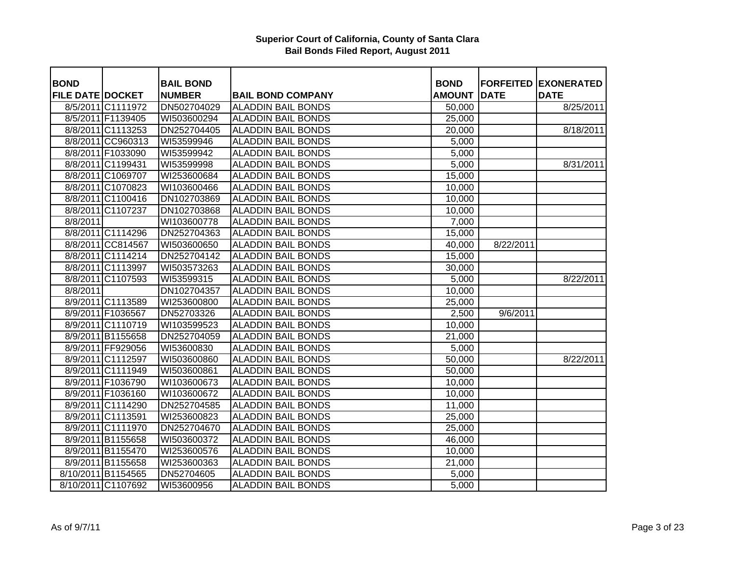# Superior Court of California, County of Santa Clara
## Bail Bonds Filed Report, August 2011

| BOND FILE DATE | DOCKET | BAIL BOND NUMBER | BAIL BOND COMPANY | BOND AMOUNT | FORFEITED DATE | EXONERATED DATE |
|---|---|---|---|---|---|---|
| 8/5/2011 | C1111972 | DN502704029 | ALADDIN BAIL BONDS | 50,000 | | 8/25/2011 |
| 8/5/2011 | F1139405 | WI503600294 | ALADDIN BAIL BONDS | 25,000 | | |
| 8/8/2011 | C1113253 | DN252704405 | ALADDIN BAIL BONDS | 20,000 | | 8/18/2011 |
| 8/8/2011 | CC960313 | WI53599946 | ALADDIN BAIL BONDS | 5,000 | | |
| 8/8/2011 | F1033090 | WI53599942 | ALADDIN BAIL BONDS | 5,000 | | |
| 8/8/2011 | C1199431 | WI53599998 | ALADDIN BAIL BONDS | 5,000 | | 8/31/2011 |
| 8/8/2011 | C1069707 | WI253600684 | ALADDIN BAIL BONDS | 15,000 | | |
| 8/8/2011 | C1070823 | WI103600466 | ALADDIN BAIL BONDS | 10,000 | | |
| 8/8/2011 | C1100416 | DN102703869 | ALADDIN BAIL BONDS | 10,000 | | |
| 8/8/2011 | C1107237 | DN102703868 | ALADDIN BAIL BONDS | 10,000 | | |
| 8/8/2011 | | WI103600778 | ALADDIN BAIL BONDS | 7,000 | | |
| 8/8/2011 | C1114296 | DN252704363 | ALADDIN BAIL BONDS | 15,000 | | |
| 8/8/2011 | CC814567 | WI503600650 | ALADDIN BAIL BONDS | 40,000 | 8/22/2011 | |
| 8/8/2011 | C1114214 | DN252704142 | ALADDIN BAIL BONDS | 15,000 | | |
| 8/8/2011 | C1113997 | WI503573263 | ALADDIN BAIL BONDS | 30,000 | | |
| 8/8/2011 | C1107593 | WI53599315 | ALADDIN BAIL BONDS | 5,000 | | 8/22/2011 |
| 8/8/2011 | | DN102704357 | ALADDIN BAIL BONDS | 10,000 | | |
| 8/9/2011 | C1113589 | WI253600800 | ALADDIN BAIL BONDS | 25,000 | | |
| 8/9/2011 | F1036567 | DN52703326 | ALADDIN BAIL BONDS | 2,500 | 9/6/2011 | |
| 8/9/2011 | C1110719 | WI103599523 | ALADDIN BAIL BONDS | 10,000 | | |
| 8/9/2011 | B1155658 | DN252704059 | ALADDIN BAIL BONDS | 21,000 | | |
| 8/9/2011 | FF929056 | WI53600830 | ALADDIN BAIL BONDS | 5,000 | | |
| 8/9/2011 | C1112597 | WI503600860 | ALADDIN BAIL BONDS | 50,000 | | 8/22/2011 |
| 8/9/2011 | C1111949 | WI503600861 | ALADDIN BAIL BONDS | 50,000 | | |
| 8/9/2011 | F1036790 | WI103600673 | ALADDIN BAIL BONDS | 10,000 | | |
| 8/9/2011 | F1036160 | WI103600672 | ALADDIN BAIL BONDS | 10,000 | | |
| 8/9/2011 | C1114290 | DN252704585 | ALADDIN BAIL BONDS | 11,000 | | |
| 8/9/2011 | C1113591 | WI253600823 | ALADDIN BAIL BONDS | 25,000 | | |
| 8/9/2011 | C1111970 | DN252704670 | ALADDIN BAIL BONDS | 25,000 | | |
| 8/9/2011 | B1155658 | WI503600372 | ALADDIN BAIL BONDS | 46,000 | | |
| 8/9/2011 | B1155470 | WI253600576 | ALADDIN BAIL BONDS | 10,000 | | |
| 8/9/2011 | B1155658 | WI253600363 | ALADDIN BAIL BONDS | 21,000 | | |
| 8/10/2011 | B1154565 | DN52704605 | ALADDIN BAIL BONDS | 5,000 | | |
| 8/10/2011 | C1107692 | WI53600956 | ALADDIN BAIL BONDS | 5,000 | | |

As of 9/7/11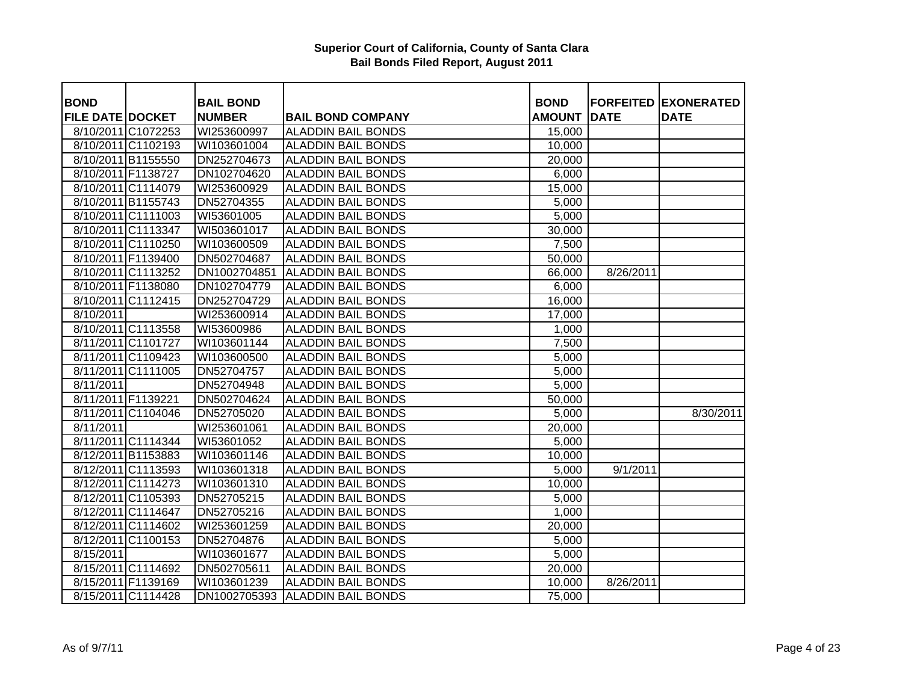# Superior Court of California, County of Santa Clara
## Bail Bonds Filed Report, August 2011

| BOND FILE DATE | DOCKET | BAIL BOND NUMBER | BAIL BOND COMPANY | BOND AMOUNT | FORFEITED DATE | EXONERATED DATE |
|---|---|---|---|---|---|---|
| 8/10/2011 | C1072253 | WI253600997 | ALADDIN BAIL BONDS | 15,000 | | |
| 8/10/2011 | C1102193 | WI103601004 | ALADDIN BAIL BONDS | 10,000 | | |
| 8/10/2011 | B1155550 | DN252704673 | ALADDIN BAIL BONDS | 20,000 | | |
| 8/10/2011 | F1138727 | DN102704620 | ALADDIN BAIL BONDS | 6,000 | | |
| 8/10/2011 | C1114079 | WI253600929 | ALADDIN BAIL BONDS | 15,000 | | |
| 8/10/2011 | B1155743 | DN52704355 | ALADDIN BAIL BONDS | 5,000 | | |
| 8/10/2011 | C1111003 | WI53601005 | ALADDIN BAIL BONDS | 5,000 | | |
| 8/10/2011 | C1113347 | WI503601017 | ALADDIN BAIL BONDS | 30,000 | | |
| 8/10/2011 | C1110250 | WI103600509 | ALADDIN BAIL BONDS | 7,500 | | |
| 8/10/2011 | F1139400 | DN502704687 | ALADDIN BAIL BONDS | 50,000 | | |
| 8/10/2011 | C1113252 | DN1002704851 | ALADDIN BAIL BONDS | 66,000 | 8/26/2011 | |
| 8/10/2011 | F1138080 | DN102704779 | ALADDIN BAIL BONDS | 6,000 | | |
| 8/10/2011 | C1112415 | DN252704729 | ALADDIN BAIL BONDS | 16,000 | | |
| 8/10/2011 | | WI253600914 | ALADDIN BAIL BONDS | 17,000 | | |
| 8/10/2011 | C1113558 | WI53600986 | ALADDIN BAIL BONDS | 1,000 | | |
| 8/11/2011 | C1101727 | WI103601144 | ALADDIN BAIL BONDS | 7,500 | | |
| 8/11/2011 | C1109423 | WI103600500 | ALADDIN BAIL BONDS | 5,000 | | |
| 8/11/2011 | C1111005 | DN52704757 | ALADDIN BAIL BONDS | 5,000 | | |
| 8/11/2011 | | DN52704948 | ALADDIN BAIL BONDS | 5,000 | | |
| 8/11/2011 | F1139221 | DN502704624 | ALADDIN BAIL BONDS | 50,000 | | |
| 8/11/2011 | C1104046 | DN52705020 | ALADDIN BAIL BONDS | 5,000 | | 8/30/2011 |
| 8/11/2011 | | WI253601061 | ALADDIN BAIL BONDS | 20,000 | | |
| 8/11/2011 | C1114344 | WI53601052 | ALADDIN BAIL BONDS | 5,000 | | |
| 8/12/2011 | B1153883 | WI103601146 | ALADDIN BAIL BONDS | 10,000 | | |
| 8/12/2011 | C1113593 | WI103601318 | ALADDIN BAIL BONDS | 5,000 | 9/1/2011 | |
| 8/12/2011 | C1114273 | WI103601310 | ALADDIN BAIL BONDS | 10,000 | | |
| 8/12/2011 | C1105393 | DN52705215 | ALADDIN BAIL BONDS | 5,000 | | |
| 8/12/2011 | C1114647 | DN52705216 | ALADDIN BAIL BONDS | 1,000 | | |
| 8/12/2011 | C1114602 | WI253601259 | ALADDIN BAIL BONDS | 20,000 | | |
| 8/12/2011 | C1100153 | DN52704876 | ALADDIN BAIL BONDS | 5,000 | | |
| 8/15/2011 | | WI103601677 | ALADDIN BAIL BONDS | 5,000 | | |
| 8/15/2011 | C1114692 | DN502705611 | ALADDIN BAIL BONDS | 20,000 | | |
| 8/15/2011 | F1139169 | WI103601239 | ALADDIN BAIL BONDS | 10,000 | 8/26/2011 | |
| 8/15/2011 | C1114428 | DN1002705393 | ALADDIN BAIL BONDS | 75,000 | | |

As of 9/7/11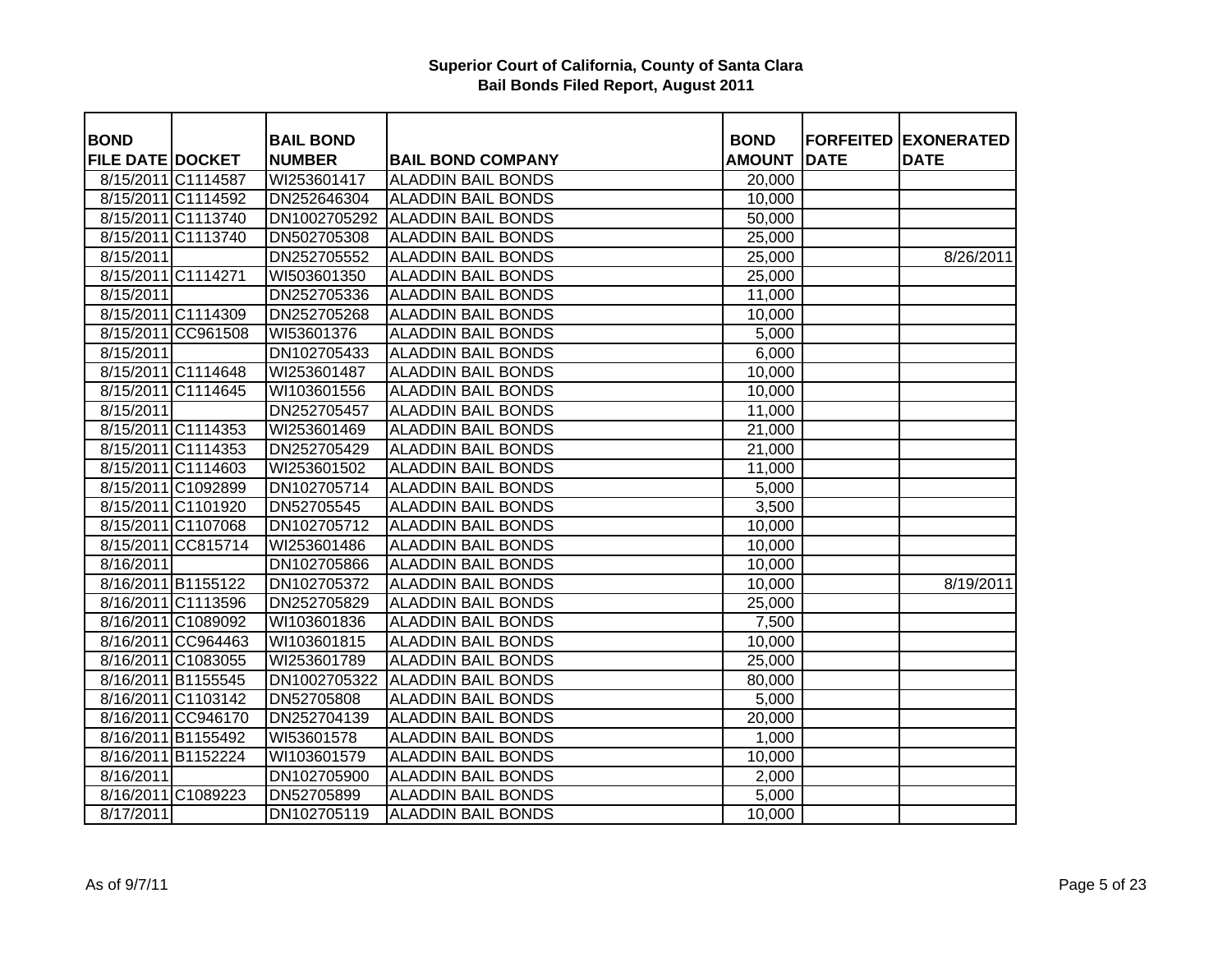# Superior Court of California, County of Santa Clara
## Bail Bonds Filed Report, August 2011

| BOND FILE DATE | DOCKET | BAIL BOND NUMBER | BAIL BOND COMPANY | BOND AMOUNT | FORFEITED DATE | EXONERATED DATE |
|---|---|---|---|---|---|---|
| 8/15/2011 | C1114587 | WI253601417 | ALADDIN BAIL BONDS | 20,000 | | |
| 8/15/2011 | C1114592 | DN252646304 | ALADDIN BAIL BONDS | 10,000 | | |
| 8/15/2011 | C1113740 | DN1002705292 | ALADDIN BAIL BONDS | 50,000 | | |
| 8/15/2011 | C1113740 | DN502705308 | ALADDIN BAIL BONDS | 25,000 | | |
| 8/15/2011 | | DN252705552 | ALADDIN BAIL BONDS | 25,000 | | 8/26/2011 |
| 8/15/2011 | C1114271 | WI503601350 | ALADDIN BAIL BONDS | 25,000 | | |
| 8/15/2011 | | DN252705336 | ALADDIN BAIL BONDS | 11,000 | | |
| 8/15/2011 | C1114309 | DN252705268 | ALADDIN BAIL BONDS | 10,000 | | |
| 8/15/2011 | CC961508 | WI53601376 | ALADDIN BAIL BONDS | 5,000 | | |
| 8/15/2011 | | DN102705433 | ALADDIN BAIL BONDS | 6,000 | | |
| 8/15/2011 | C1114648 | WI253601487 | ALADDIN BAIL BONDS | 10,000 | | |
| 8/15/2011 | C1114645 | WI103601556 | ALADDIN BAIL BONDS | 10,000 | | |
| 8/15/2011 | | DN252705457 | ALADDIN BAIL BONDS | 11,000 | | |
| 8/15/2011 | C1114353 | WI253601469 | ALADDIN BAIL BONDS | 21,000 | | |
| 8/15/2011 | C1114353 | DN252705429 | ALADDIN BAIL BONDS | 21,000 | | |
| 8/15/2011 | C1114603 | WI253601502 | ALADDIN BAIL BONDS | 11,000 | | |
| 8/15/2011 | C1092899 | DN102705714 | ALADDIN BAIL BONDS | 5,000 | | |
| 8/15/2011 | C1101920 | DN52705545 | ALADDIN BAIL BONDS | 3,500 | | |
| 8/15/2011 | C1107068 | DN102705712 | ALADDIN BAIL BONDS | 10,000 | | |
| 8/15/2011 | CC815714 | WI253601486 | ALADDIN BAIL BONDS | 10,000 | | |
| 8/16/2011 | | DN102705866 | ALADDIN BAIL BONDS | 10,000 | | |
| 8/16/2011 | B1155122 | DN102705372 | ALADDIN BAIL BONDS | 10,000 | | 8/19/2011 |
| 8/16/2011 | C1113596 | DN252705829 | ALADDIN BAIL BONDS | 25,000 | | |
| 8/16/2011 | C1089092 | WI103601836 | ALADDIN BAIL BONDS | 7,500 | | |
| 8/16/2011 | CC964463 | WI103601815 | ALADDIN BAIL BONDS | 10,000 | | |
| 8/16/2011 | C1083055 | WI253601789 | ALADDIN BAIL BONDS | 25,000 | | |
| 8/16/2011 | B1155545 | DN1002705322 | ALADDIN BAIL BONDS | 80,000 | | |
| 8/16/2011 | C1103142 | DN52705808 | ALADDIN BAIL BONDS | 5,000 | | |
| 8/16/2011 | CC946170 | DN252704139 | ALADDIN BAIL BONDS | 20,000 | | |
| 8/16/2011 | B1155492 | WI53601578 | ALADDIN BAIL BONDS | 1,000 | | |
| 8/16/2011 | B1152224 | WI103601579 | ALADDIN BAIL BONDS | 10,000 | | |
| 8/16/2011 | | DN102705900 | ALADDIN BAIL BONDS | 2,000 | | |
| 8/16/2011 | C1089223 | DN52705899 | ALADDIN BAIL BONDS | 5,000 | | |
| 8/17/2011 | | DN102705119 | ALADDIN BAIL BONDS | 10,000 | | |

As of 9/7/11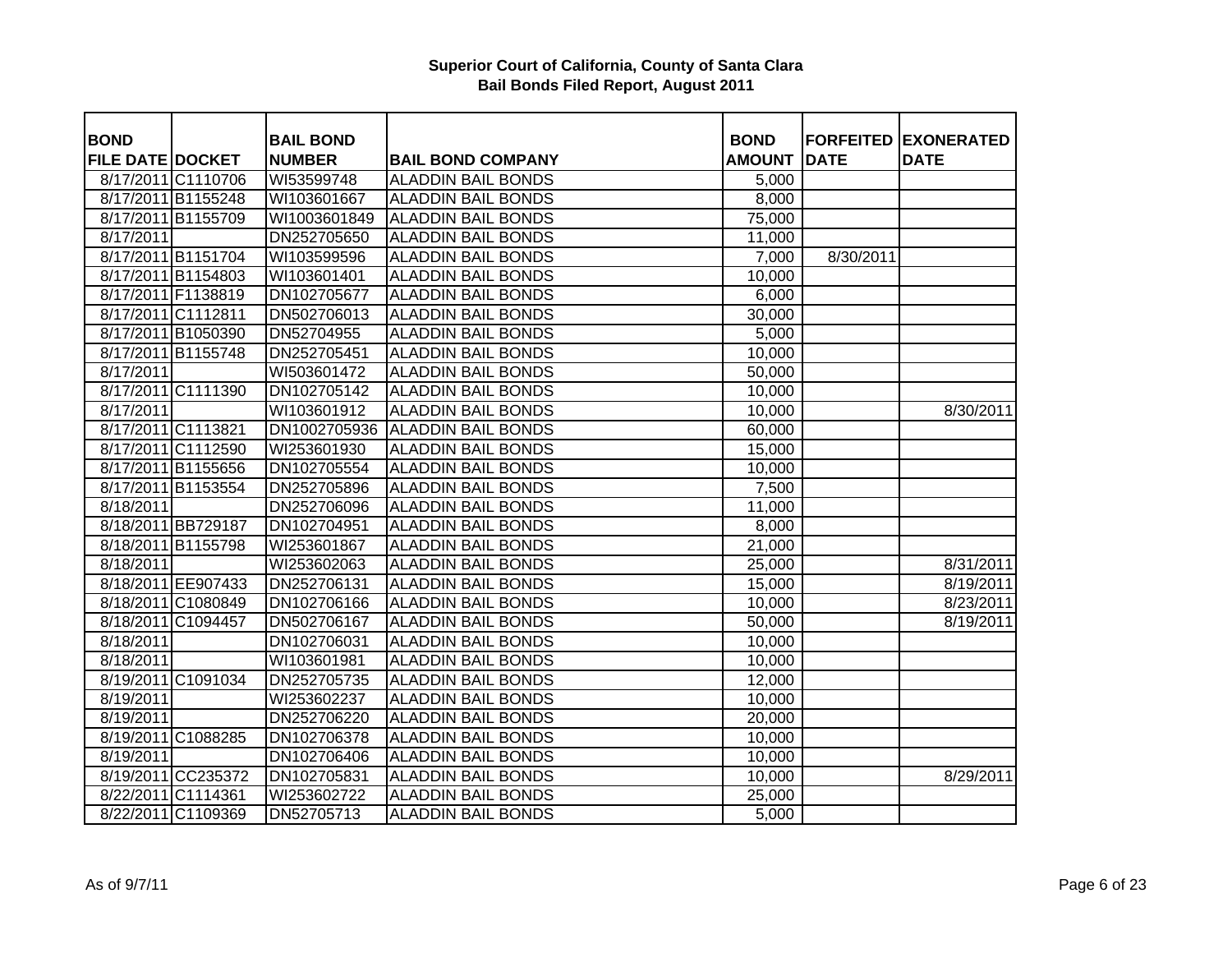**Superior Court of California, County of Santa Clara**
**Bail Bonds Filed Report, August 2011**

| BOND FILE DATE | DOCKET | BAIL BOND NUMBER | BAIL BOND COMPANY | BOND AMOUNT | FORFEITED DATE | EXONERATED DATE |
|---|---|---|---|---|---|---|
| 8/17/2011 | C1110706 | WI53599748 | ALADDIN BAIL BONDS | 5,000 | | |
| 8/17/2011 | B1155248 | WI103601667 | ALADDIN BAIL BONDS | 8,000 | | |
| 8/17/2011 | B1155709 | WI1003601849 | ALADDIN BAIL BONDS | 75,000 | | |
| 8/17/2011 | | DN252705650 | ALADDIN BAIL BONDS | 11,000 | | |
| 8/17/2011 | B1151704 | WI103599596 | ALADDIN BAIL BONDS | 7,000 | 8/30/2011 | |
| 8/17/2011 | B1154803 | WI103601401 | ALADDIN BAIL BONDS | 10,000 | | |
| 8/17/2011 | F1138819 | DN102705677 | ALADDIN BAIL BONDS | 6,000 | | |
| 8/17/2011 | C1112811 | DN502706013 | ALADDIN BAIL BONDS | 30,000 | | |
| 8/17/2011 | B1050390 | DN52704955 | ALADDIN BAIL BONDS | 5,000 | | |
| 8/17/2011 | B1155748 | DN252705451 | ALADDIN BAIL BONDS | 10,000 | | |
| 8/17/2011 | | WI503601472 | ALADDIN BAIL BONDS | 50,000 | | |
| 8/17/2011 | C1111390 | DN102705142 | ALADDIN BAIL BONDS | 10,000 | | |
| 8/17/2011 | | WI103601912 | ALADDIN BAIL BONDS | 10,000 | | 8/30/2011 |
| 8/17/2011 | C1113821 | DN1002705936 | ALADDIN BAIL BONDS | 60,000 | | |
| 8/17/2011 | C1112590 | WI253601930 | ALADDIN BAIL BONDS | 15,000 | | |
| 8/17/2011 | B1155656 | DN102705554 | ALADDIN BAIL BONDS | 10,000 | | |
| 8/17/2011 | B1153554 | DN252705896 | ALADDIN BAIL BONDS | 7,500 | | |
| 8/18/2011 | | DN252706096 | ALADDIN BAIL BONDS | 11,000 | | |
| 8/18/2011 | BB729187 | DN102704951 | ALADDIN BAIL BONDS | 8,000 | | |
| 8/18/2011 | B1155798 | WI253601867 | ALADDIN BAIL BONDS | 21,000 | | |
| 8/18/2011 | | WI253602063 | ALADDIN BAIL BONDS | 25,000 | | 8/31/2011 |
| 8/18/2011 | EE907433 | DN252706131 | ALADDIN BAIL BONDS | 15,000 | | 8/19/2011 |
| 8/18/2011 | C1080849 | DN102706166 | ALADDIN BAIL BONDS | 10,000 | | 8/23/2011 |
| 8/18/2011 | C1094457 | DN502706167 | ALADDIN BAIL BONDS | 50,000 | | 8/19/2011 |
| 8/18/2011 | | DN102706031 | ALADDIN BAIL BONDS | 10,000 | | |
| 8/18/2011 | | WI103601981 | ALADDIN BAIL BONDS | 10,000 | | |
| 8/19/2011 | C1091034 | DN252705735 | ALADDIN BAIL BONDS | 12,000 | | |
| 8/19/2011 | | WI253602237 | ALADDIN BAIL BONDS | 10,000 | | |
| 8/19/2011 | | DN252706220 | ALADDIN BAIL BONDS | 20,000 | | |
| 8/19/2011 | C1088285 | DN102706378 | ALADDIN BAIL BONDS | 10,000 | | |
| 8/19/2011 | | DN102706406 | ALADDIN BAIL BONDS | 10,000 | | |
| 8/19/2011 | CC235372 | DN102705831 | ALADDIN BAIL BONDS | 10,000 | | 8/29/2011 |
| 8/22/2011 | C1114361 | WI253602722 | ALADDIN BAIL BONDS | 25,000 | | |
| 8/22/2011 | C1109369 | DN52705713 | ALADDIN BAIL BONDS | 5,000 | | |

As of 9/7/11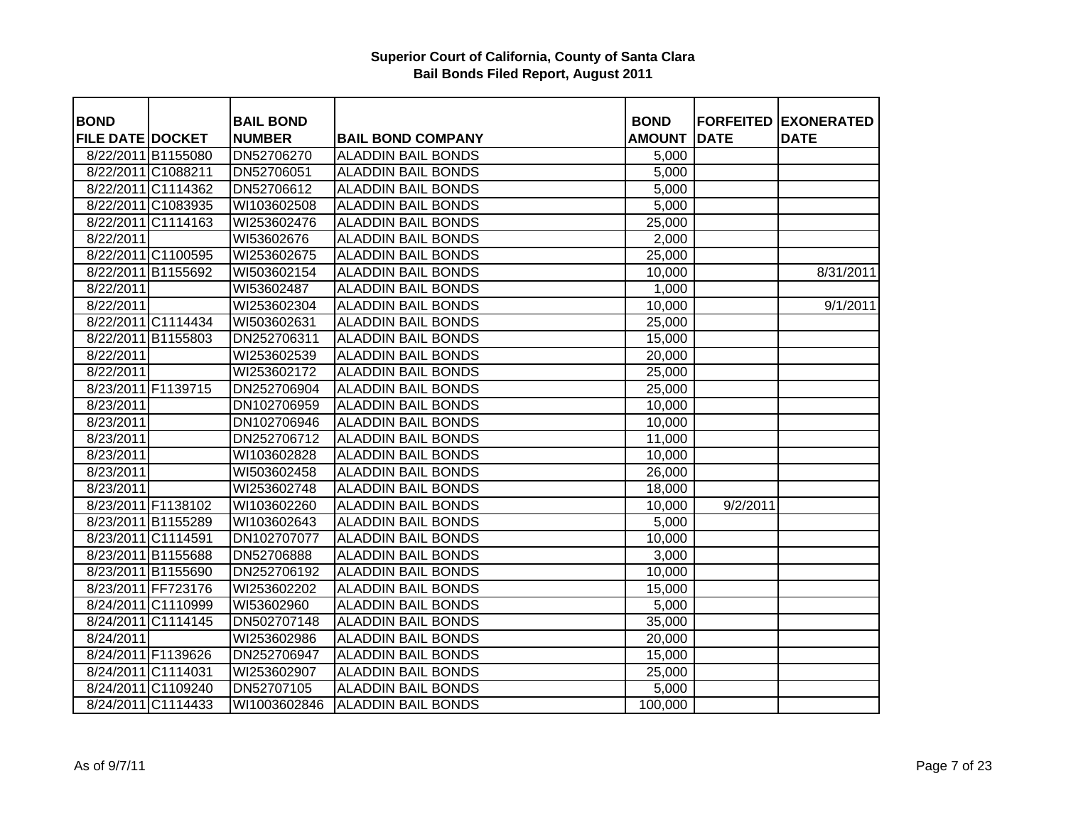# Superior Court of California, County of Santa Clara
## Bail Bonds Filed Report, August 2011

| BOND FILE DATE | DOCKET | BAIL BOND NUMBER | BAIL BOND COMPANY | BOND AMOUNT | FORFEITED DATE | EXONERATED DATE |
|---|---|---|---|---|---|---|
| 8/22/2011 | B1155080 | DN52706270 | ALADDIN BAIL BONDS | 5,000 | | |
| 8/22/2011 | C1088211 | DN52706051 | ALADDIN BAIL BONDS | 5,000 | | |
| 8/22/2011 | C1114362 | DN52706612 | ALADDIN BAIL BONDS | 5,000 | | |
| 8/22/2011 | C1083935 | WI103602508 | ALADDIN BAIL BONDS | 5,000 | | |
| 8/22/2011 | C1114163 | WI253602476 | ALADDIN BAIL BONDS | 25,000 | | |
| 8/22/2011 | | WI53602676 | ALADDIN BAIL BONDS | 2,000 | | |
| 8/22/2011 | C1100595 | WI253602675 | ALADDIN BAIL BONDS | 25,000 | | |
| 8/22/2011 | B1155692 | WI503602154 | ALADDIN BAIL BONDS | 10,000 | | 8/31/2011 |
| 8/22/2011 | | WI53602487 | ALADDIN BAIL BONDS | 1,000 | | |
| 8/22/2011 | | WI253602304 | ALADDIN BAIL BONDS | 10,000 | | 9/1/2011 |
| 8/22/2011 | C1114434 | WI503602631 | ALADDIN BAIL BONDS | 25,000 | | |
| 8/22/2011 | B1155803 | DN252706311 | ALADDIN BAIL BONDS | 15,000 | | |
| 8/22/2011 | | WI253602539 | ALADDIN BAIL BONDS | 20,000 | | |
| 8/22/2011 | | WI253602172 | ALADDIN BAIL BONDS | 25,000 | | |
| 8/23/2011 | F1139715 | DN252706904 | ALADDIN BAIL BONDS | 25,000 | | |
| 8/23/2011 | | DN102706959 | ALADDIN BAIL BONDS | 10,000 | | |
| 8/23/2011 | | DN102706946 | ALADDIN BAIL BONDS | 10,000 | | |
| 8/23/2011 | | DN252706712 | ALADDIN BAIL BONDS | 11,000 | | |
| 8/23/2011 | | WI103602828 | ALADDIN BAIL BONDS | 10,000 | | |
| 8/23/2011 | | WI503602458 | ALADDIN BAIL BONDS | 26,000 | | |
| 8/23/2011 | | WI253602748 | ALADDIN BAIL BONDS | 18,000 | | |
| 8/23/2011 | F1138102 | WI103602260 | ALADDIN BAIL BONDS | 10,000 | 9/2/2011 | |
| 8/23/2011 | B1155289 | WI103602643 | ALADDIN BAIL BONDS | 5,000 | | |
| 8/23/2011 | C1114591 | DN102707077 | ALADDIN BAIL BONDS | 10,000 | | |
| 8/23/2011 | B1155688 | DN52706888 | ALADDIN BAIL BONDS | 3,000 | | |
| 8/23/2011 | B1155690 | DN252706192 | ALADDIN BAIL BONDS | 10,000 | | |
| 8/23/2011 | FF723176 | WI253602202 | ALADDIN BAIL BONDS | 15,000 | | |
| 8/24/2011 | C1110999 | WI53602960 | ALADDIN BAIL BONDS | 5,000 | | |
| 8/24/2011 | C1114145 | DN502707148 | ALADDIN BAIL BONDS | 35,000 | | |
| 8/24/2011 | | WI253602986 | ALADDIN BAIL BONDS | 20,000 | | |
| 8/24/2011 | F1139626 | DN252706947 | ALADDIN BAIL BONDS | 15,000 | | |
| 8/24/2011 | C1114031 | WI253602907 | ALADDIN BAIL BONDS | 25,000 | | |
| 8/24/2011 | C1109240 | DN52707105 | ALADDIN BAIL BONDS | 5,000 | | |
| 8/24/2011 | C1114433 | WI1003602846 | ALADDIN BAIL BONDS | 100,000 | | |

As of 9/7/11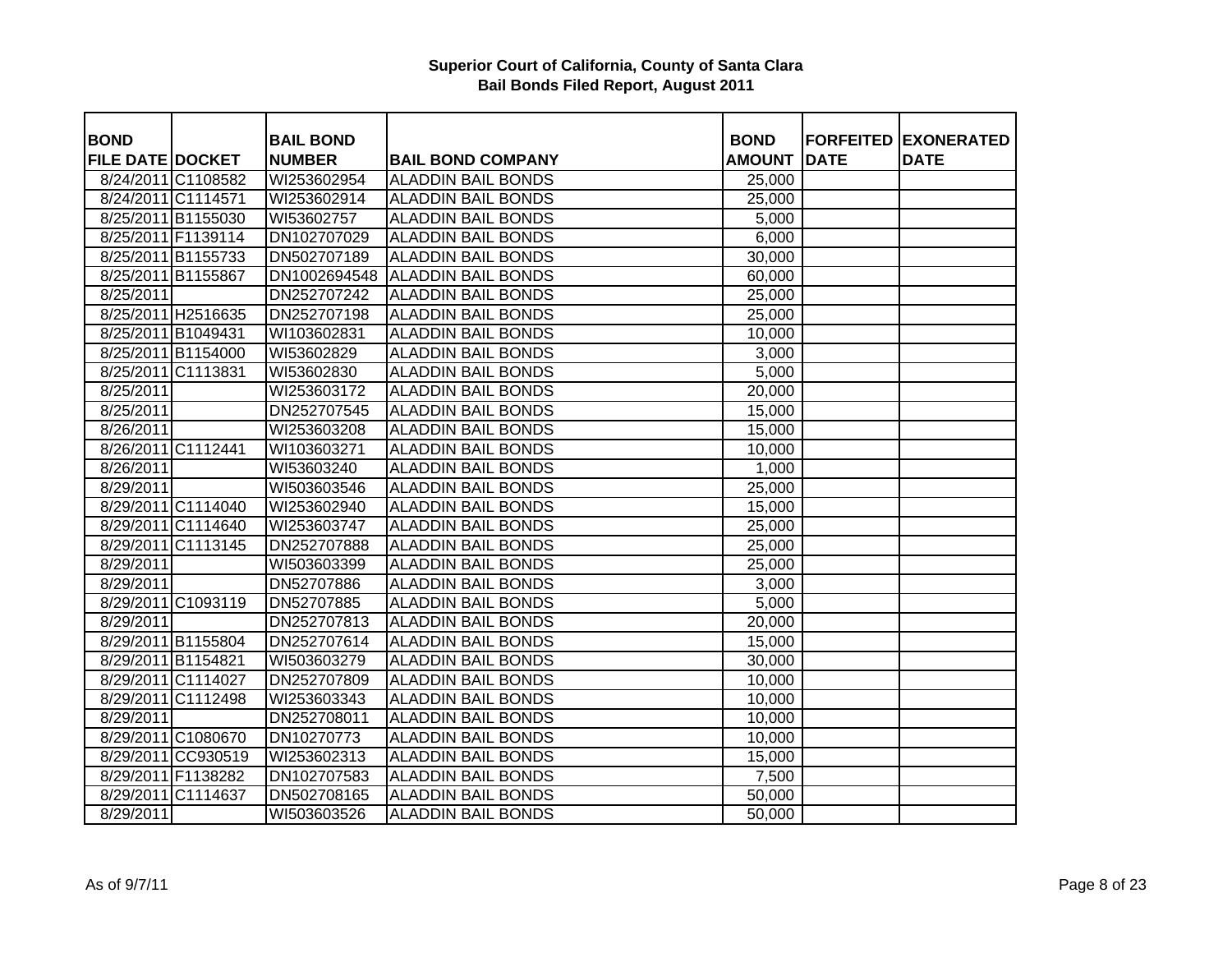## Superior Court of California, County of Santa Clara
## Bail Bonds Filed Report, August 2011

| BOND FILE DATE | DOCKET | BAIL BOND NUMBER | BAIL BOND COMPANY | BOND AMOUNT | FORFEITED DATE | EXONERATED DATE |
|---|---|---|---|---|---|---|
| 8/24/2011 | C1108582 | WI253602954 | ALADDIN BAIL BONDS | 25,000 | | |
| 8/24/2011 | C1114571 | WI253602914 | ALADDIN BAIL BONDS | 25,000 | | |
| 8/25/2011 | B1155030 | WI53602757 | ALADDIN BAIL BONDS | 5,000 | | |
| 8/25/2011 | F1139114 | DN102707029 | ALADDIN BAIL BONDS | 6,000 | | |
| 8/25/2011 | B1155733 | DN502707189 | ALADDIN BAIL BONDS | 30,000 | | |
| 8/25/2011 | B1155867 | DN1002694548 | ALADDIN BAIL BONDS | 60,000 | | |
| 8/25/2011 | | DN252707242 | ALADDIN BAIL BONDS | 25,000 | | |
| 8/25/2011 | H2516635 | DN252707198 | ALADDIN BAIL BONDS | 25,000 | | |
| 8/25/2011 | B1049431 | WI103602831 | ALADDIN BAIL BONDS | 10,000 | | |
| 8/25/2011 | B1154000 | WI53602829 | ALADDIN BAIL BONDS | 3,000 | | |
| 8/25/2011 | C1113831 | WI53602830 | ALADDIN BAIL BONDS | 5,000 | | |
| 8/25/2011 | | WI253603172 | ALADDIN BAIL BONDS | 20,000 | | |
| 8/25/2011 | | DN252707545 | ALADDIN BAIL BONDS | 15,000 | | |
| 8/26/2011 | | WI253603208 | ALADDIN BAIL BONDS | 15,000 | | |
| 8/26/2011 | C1112441 | WI103603271 | ALADDIN BAIL BONDS | 10,000 | | |
| 8/26/2011 | | WI53603240 | ALADDIN BAIL BONDS | 1,000 | | |
| 8/29/2011 | | WI503603546 | ALADDIN BAIL BONDS | 25,000 | | |
| 8/29/2011 | C1114040 | WI253602940 | ALADDIN BAIL BONDS | 15,000 | | |
| 8/29/2011 | C1114640 | WI253603747 | ALADDIN BAIL BONDS | 25,000 | | |
| 8/29/2011 | C1113145 | DN252707888 | ALADDIN BAIL BONDS | 25,000 | | |
| 8/29/2011 | | WI503603399 | ALADDIN BAIL BONDS | 25,000 | | |
| 8/29/2011 | | DN52707886 | ALADDIN BAIL BONDS | 3,000 | | |
| 8/29/2011 | C1093119 | DN52707885 | ALADDIN BAIL BONDS | 5,000 | | |
| 8/29/2011 | | DN252707813 | ALADDIN BAIL BONDS | 20,000 | | |
| 8/29/2011 | B1155804 | DN252707614 | ALADDIN BAIL BONDS | 15,000 | | |
| 8/29/2011 | B1154821 | WI503603279 | ALADDIN BAIL BONDS | 30,000 | | |
| 8/29/2011 | C1114027 | DN252707809 | ALADDIN BAIL BONDS | 10,000 | | |
| 8/29/2011 | C1112498 | WI253603343 | ALADDIN BAIL BONDS | 10,000 | | |
| 8/29/2011 | | DN252708011 | ALADDIN BAIL BONDS | 10,000 | | |
| 8/29/2011 | C1080670 | DN10270773 | ALADDIN BAIL BONDS | 10,000 | | |
| 8/29/2011 | CC930519 | WI253602313 | ALADDIN BAIL BONDS | 15,000 | | |
| 8/29/2011 | F1138282 | DN102707583 | ALADDIN BAIL BONDS | 7,500 | | |
| 8/29/2011 | C1114637 | DN502708165 | ALADDIN BAIL BONDS | 50,000 | | |
| 8/29/2011 | | WI503603526 | ALADDIN BAIL BONDS | 50,000 | | |

As of 9/7/11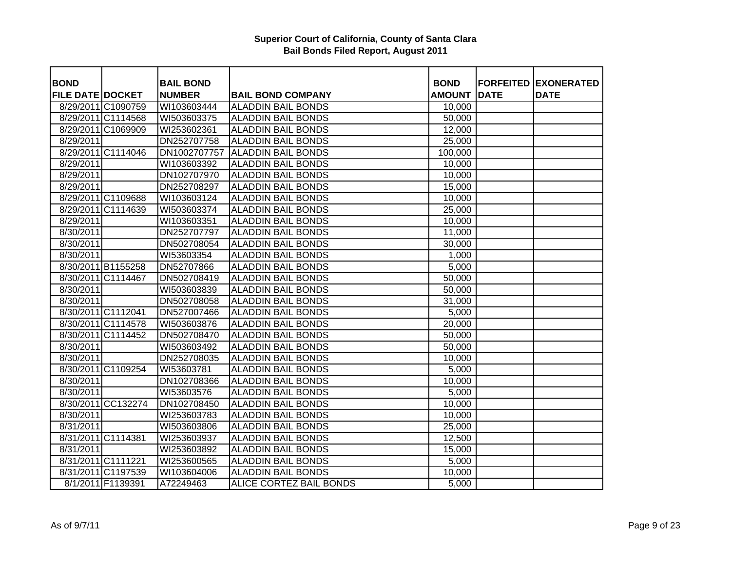**Superior Court of California, County of Santa Clara**
**Bail Bonds Filed Report, August 2011**

| BOND FILE DATE | DOCKET | BAIL BOND NUMBER | BAIL BOND COMPANY | BOND AMOUNT | FORFEITED DATE | EXONERATED DATE |
|---|---|---|---|---|---|---|
| 8/29/2011 | C1090759 | WI103603444 | ALADDIN BAIL BONDS | 10,000 | | |
| 8/29/2011 | C1114568 | WI503603375 | ALADDIN BAIL BONDS | 50,000 | | |
| 8/29/2011 | C1069909 | WI253602361 | ALADDIN BAIL BONDS | 12,000 | | |
| 8/29/2011 | | DN252707758 | ALADDIN BAIL BONDS | 25,000 | | |
| 8/29/2011 | C1114046 | DN1002707757 | ALADDIN BAIL BONDS | 100,000 | | |
| 8/29/2011 | | WI103603392 | ALADDIN BAIL BONDS | 10,000 | | |
| 8/29/2011 | | DN102707970 | ALADDIN BAIL BONDS | 10,000 | | |
| 8/29/2011 | | DN252708297 | ALADDIN BAIL BONDS | 15,000 | | |
| 8/29/2011 | C1109688 | WI103603124 | ALADDIN BAIL BONDS | 10,000 | | |
| 8/29/2011 | C1114639 | WI503603374 | ALADDIN BAIL BONDS | 25,000 | | |
| 8/29/2011 | | WI103603351 | ALADDIN BAIL BONDS | 10,000 | | |
| 8/30/2011 | | DN252707797 | ALADDIN BAIL BONDS | 11,000 | | |
| 8/30/2011 | | DN502708054 | ALADDIN BAIL BONDS | 30,000 | | |
| 8/30/2011 | | WI53603354 | ALADDIN BAIL BONDS | 1,000 | | |
| 8/30/2011 | B1155258 | DN52707866 | ALADDIN BAIL BONDS | 5,000 | | |
| 8/30/2011 | C1114467 | DN502708419 | ALADDIN BAIL BONDS | 50,000 | | |
| 8/30/2011 | | WI503603839 | ALADDIN BAIL BONDS | 50,000 | | |
| 8/30/2011 | | DN502708058 | ALADDIN BAIL BONDS | 31,000 | | |
| 8/30/2011 | C1112041 | DN527007466 | ALADDIN BAIL BONDS | 5,000 | | |
| 8/30/2011 | C1114578 | WI503603876 | ALADDIN BAIL BONDS | 20,000 | | |
| 8/30/2011 | C1114452 | DN502708470 | ALADDIN BAIL BONDS | 50,000 | | |
| 8/30/2011 | | WI503603492 | ALADDIN BAIL BONDS | 50,000 | | |
| 8/30/2011 | | DN252708035 | ALADDIN BAIL BONDS | 10,000 | | |
| 8/30/2011 | C1109254 | WI53603781 | ALADDIN BAIL BONDS | 5,000 | | |
| 8/30/2011 | | DN102708366 | ALADDIN BAIL BONDS | 10,000 | | |
| 8/30/2011 | | WI53603576 | ALADDIN BAIL BONDS | 5,000 | | |
| 8/30/2011 | CC132274 | DN102708450 | ALADDIN BAIL BONDS | 10,000 | | |
| 8/30/2011 | | WI253603783 | ALADDIN BAIL BONDS | 10,000 | | |
| 8/31/2011 | | WI503603806 | ALADDIN BAIL BONDS | 25,000 | | |
| 8/31/2011 | C1114381 | WI253603937 | ALADDIN BAIL BONDS | 12,500 | | |
| 8/31/2011 | | WI253603892 | ALADDIN BAIL BONDS | 15,000 | | |
| 8/31/2011 | C1111221 | WI253600565 | ALADDIN BAIL BONDS | 5,000 | | |
| 8/31/2011 | C1197539 | WI103604006 | ALADDIN BAIL BONDS | 10,000 | | |
| 8/1/2011 | F1139391 | A72249463 | ALICE CORTEZ BAIL BONDS | 5,000 | | |

As of 9/7/11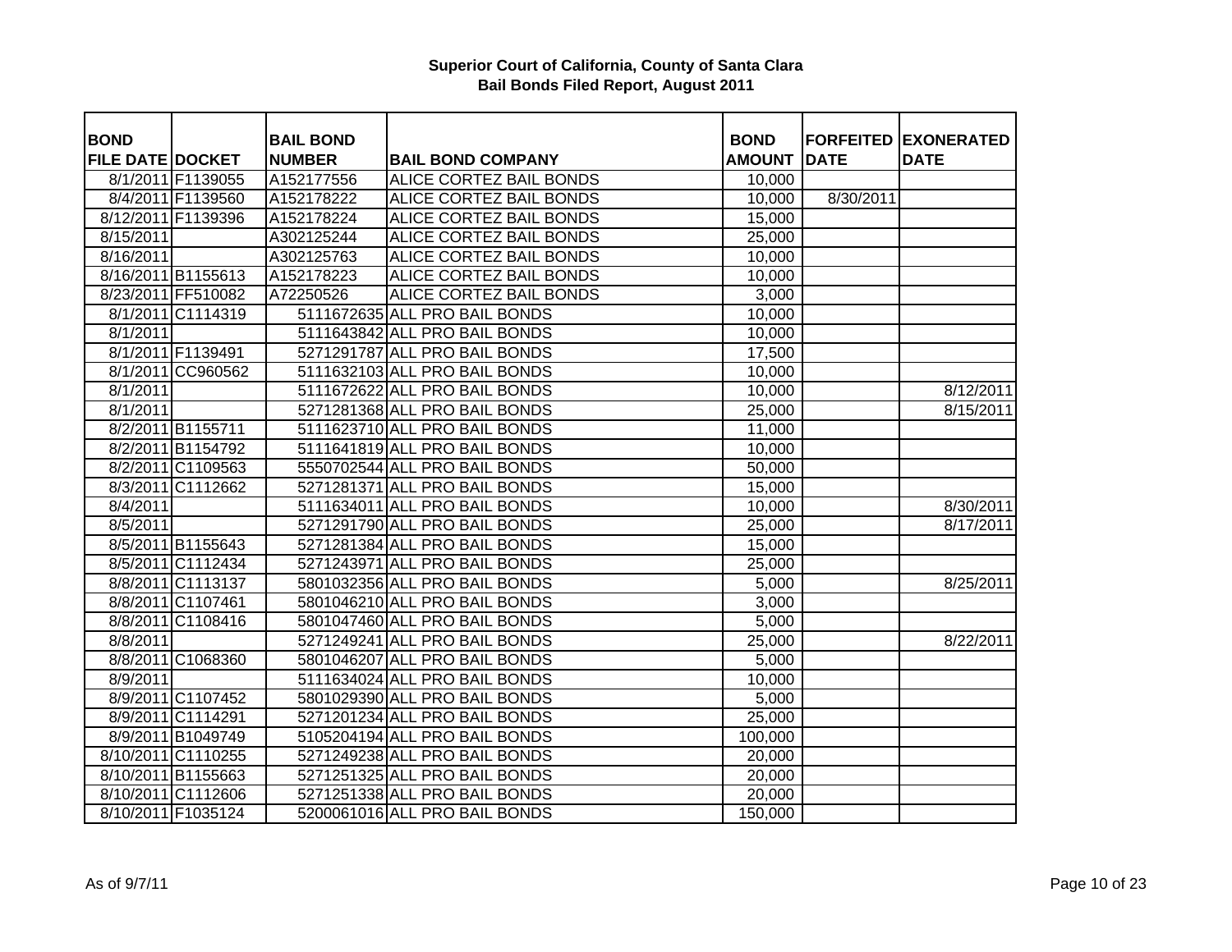# Superior Court of California, County of Santa Clara
## Bail Bonds Filed Report, August 2011

| BOND FILE DATE | DOCKET | BAIL BOND NUMBER | BAIL BOND COMPANY | BOND AMOUNT | FORFEITED DATE | EXONERATED DATE |
|---|---|---|---|---|---|---|
| 8/1/2011 | F1139055 | A152177556 | ALICE CORTEZ BAIL BONDS | 10,000 | | |
| 8/4/2011 | F1139560 | A152178222 | ALICE CORTEZ BAIL BONDS | 10,000 | 8/30/2011 | |
| 8/12/2011 | F1139396 | A152178224 | ALICE CORTEZ BAIL BONDS | 15,000 | | |
| 8/15/2011 | | A302125244 | ALICE CORTEZ BAIL BONDS | 25,000 | | |
| 8/16/2011 | | A302125763 | ALICE CORTEZ BAIL BONDS | 10,000 | | |
| 8/16/2011 | B1155613 | A152178223 | ALICE CORTEZ BAIL BONDS | 10,000 | | |
| 8/23/2011 | FF510082 | A72250526 | ALICE CORTEZ BAIL BONDS | 3,000 | | |
| 8/1/2011 | C1114319 | 5111672635 | ALL PRO BAIL BONDS | 10,000 | | |
| 8/1/2011 | | 5111643842 | ALL PRO BAIL BONDS | 10,000 | | |
| 8/1/2011 | F1139491 | 5271291787 | ALL PRO BAIL BONDS | 17,500 | | |
| 8/1/2011 | CC960562 | 5111632103 | ALL PRO BAIL BONDS | 10,000 | | |
| 8/1/2011 | | 5111672622 | ALL PRO BAIL BONDS | 10,000 | | 8/12/2011 |
| 8/1/2011 | | 5271281368 | ALL PRO BAIL BONDS | 25,000 | | 8/15/2011 |
| 8/2/2011 | B1155711 | 5111623710 | ALL PRO BAIL BONDS | 11,000 | | |
| 8/2/2011 | B1154792 | 5111641819 | ALL PRO BAIL BONDS | 10,000 | | |
| 8/2/2011 | C1109563 | 5550702544 | ALL PRO BAIL BONDS | 50,000 | | |
| 8/3/2011 | C1112662 | 5271281371 | ALL PRO BAIL BONDS | 15,000 | | |
| 8/4/2011 | | 5111634011 | ALL PRO BAIL BONDS | 10,000 | | 8/30/2011 |
| 8/5/2011 | | 5271291790 | ALL PRO BAIL BONDS | 25,000 | | 8/17/2011 |
| 8/5/2011 | B1155643 | 5271281384 | ALL PRO BAIL BONDS | 15,000 | | |
| 8/5/2011 | C1112434 | 5271243971 | ALL PRO BAIL BONDS | 25,000 | | |
| 8/8/2011 | C1113137 | 5801032356 | ALL PRO BAIL BONDS | 5,000 | | 8/25/2011 |
| 8/8/2011 | C1107461 | 5801046210 | ALL PRO BAIL BONDS | 3,000 | | |
| 8/8/2011 | C1108416 | 5801047460 | ALL PRO BAIL BONDS | 5,000 | | |
| 8/8/2011 | | 5271249241 | ALL PRO BAIL BONDS | 25,000 | | 8/22/2011 |
| 8/8/2011 | C1068360 | 5801046207 | ALL PRO BAIL BONDS | 5,000 | | |
| 8/9/2011 | | 5111634024 | ALL PRO BAIL BONDS | 10,000 | | |
| 8/9/2011 | C1107452 | 5801029390 | ALL PRO BAIL BONDS | 5,000 | | |
| 8/9/2011 | C1114291 | 5271201234 | ALL PRO BAIL BONDS | 25,000 | | |
| 8/9/2011 | B1049749 | 5105204194 | ALL PRO BAIL BONDS | 100,000 | | |
| 8/10/2011 | C1110255 | 5271249238 | ALL PRO BAIL BONDS | 20,000 | | |
| 8/10/2011 | B1155663 | 5271251325 | ALL PRO BAIL BONDS | 20,000 | | |
| 8/10/2011 | C1112606 | 5271251338 | ALL PRO BAIL BONDS | 20,000 | | |
| 8/10/2011 | F1035124 | 5200061016 | ALL PRO BAIL BONDS | 150,000 | | |

As of 9/7/11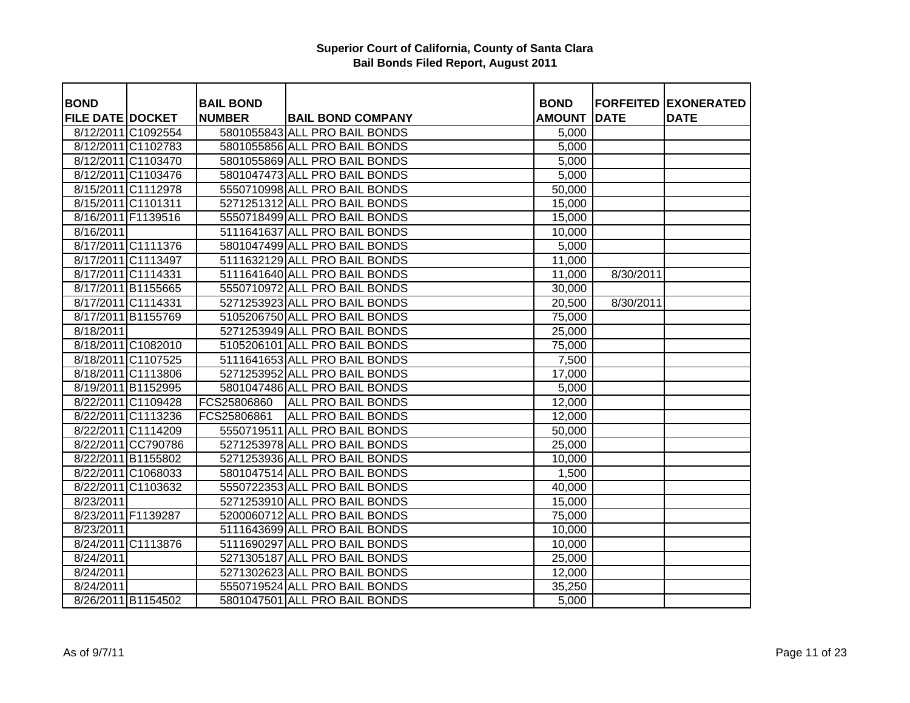**Superior Court of California, County of Santa Clara**
**Bail Bonds Filed Report, August 2011**

| BOND FILE DATE | DOCKET | BAIL BOND NUMBER | BAIL BOND COMPANY | BOND AMOUNT | FORFEITED DATE | EXONERATED DATE |
|---|---|---|---|---|---|---|
| 8/12/2011 | C1092554 | 5801055843 | ALL PRO BAIL BONDS | 5,000 | | |
| 8/12/2011 | C1102783 | 5801055856 | ALL PRO BAIL BONDS | 5,000 | | |
| 8/12/2011 | C1103470 | 5801055869 | ALL PRO BAIL BONDS | 5,000 | | |
| 8/12/2011 | C1103476 | 5801047473 | ALL PRO BAIL BONDS | 5,000 | | |
| 8/15/2011 | C1112978 | 5550710998 | ALL PRO BAIL BONDS | 50,000 | | |
| 8/15/2011 | C1101311 | 5271251312 | ALL PRO BAIL BONDS | 15,000 | | |
| 8/16/2011 | F1139516 | 5550718499 | ALL PRO BAIL BONDS | 15,000 | | |
| 8/16/2011 | | 5111641637 | ALL PRO BAIL BONDS | 10,000 | | |
| 8/17/2011 | C1111376 | 5801047499 | ALL PRO BAIL BONDS | 5,000 | | |
| 8/17/2011 | C1113497 | 5111632129 | ALL PRO BAIL BONDS | 11,000 | | |
| 8/17/2011 | C1114331 | 5111641640 | ALL PRO BAIL BONDS | 11,000 | 8/30/2011 | |
| 8/17/2011 | B1155665 | 5550710972 | ALL PRO BAIL BONDS | 30,000 | | |
| 8/17/2011 | C1114331 | 5271253923 | ALL PRO BAIL BONDS | 20,500 | 8/30/2011 | |
| 8/17/2011 | B1155769 | 5105206750 | ALL PRO BAIL BONDS | 75,000 | | |
| 8/18/2011 | | 5271253949 | ALL PRO BAIL BONDS | 25,000 | | |
| 8/18/2011 | C1082010 | 5105206101 | ALL PRO BAIL BONDS | 75,000 | | |
| 8/18/2011 | C1107525 | 5111641653 | ALL PRO BAIL BONDS | 7,500 | | |
| 8/18/2011 | C1113806 | 5271253952 | ALL PRO BAIL BONDS | 17,000 | | |
| 8/19/2011 | B1152995 | 5801047486 | ALL PRO BAIL BONDS | 5,000 | | |
| 8/22/2011 | C1109428 | FCS25806860 | ALL PRO BAIL BONDS | 12,000 | | |
| 8/22/2011 | C1113236 | FCS25806861 | ALL PRO BAIL BONDS | 12,000 | | |
| 8/22/2011 | C1114209 | 5550719511 | ALL PRO BAIL BONDS | 50,000 | | |
| 8/22/2011 | CC790786 | 5271253978 | ALL PRO BAIL BONDS | 25,000 | | |
| 8/22/2011 | B1155802 | 5271253936 | ALL PRO BAIL BONDS | 10,000 | | |
| 8/22/2011 | C1068033 | 5801047514 | ALL PRO BAIL BONDS | 1,500 | | |
| 8/22/2011 | C1103632 | 5550722353 | ALL PRO BAIL BONDS | 40,000 | | |
| 8/23/2011 | | 5271253910 | ALL PRO BAIL BONDS | 15,000 | | |
| 8/23/2011 | F1139287 | 5200060712 | ALL PRO BAIL BONDS | 75,000 | | |
| 8/23/2011 | | 5111643699 | ALL PRO BAIL BONDS | 10,000 | | |
| 8/24/2011 | C1113876 | 5111690297 | ALL PRO BAIL BONDS | 10,000 | | |
| 8/24/2011 | | 5271305187 | ALL PRO BAIL BONDS | 25,000 | | |
| 8/24/2011 | | 5271302623 | ALL PRO BAIL BONDS | 12,000 | | |
| 8/24/2011 | | 5550719524 | ALL PRO BAIL BONDS | 35,250 | | |
| 8/26/2011 | B1154502 | 5801047501 | ALL PRO BAIL BONDS | 5,000 | | |

As of 9/7/11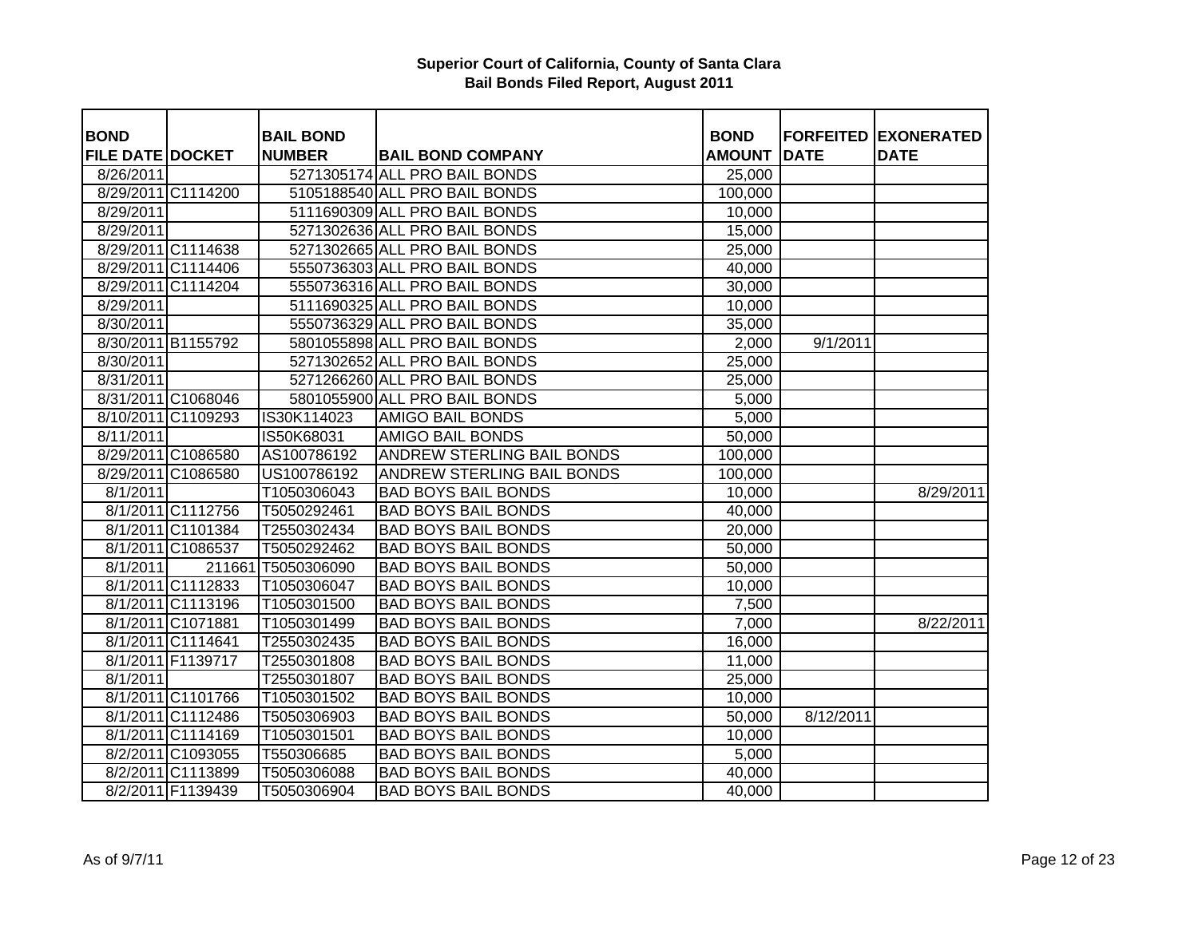**Superior Court of California, County of Santa Clara**
**Bail Bonds Filed Report, August 2011**

| BOND FILE DATE | DOCKET | BAIL BOND NUMBER | BAIL BOND COMPANY | BOND AMOUNT | FORFEITED DATE | EXONERATED DATE |
|---|---|---|---|---|---|---|
| 8/26/2011 | | 5271305174 | ALL PRO BAIL BONDS | 25,000 | | |
| 8/29/2011 | C1114200 | 5105188540 | ALL PRO BAIL BONDS | 100,000 | | |
| 8/29/2011 | | 5111690309 | ALL PRO BAIL BONDS | 10,000 | | |
| 8/29/2011 | | 5271302636 | ALL PRO BAIL BONDS | 15,000 | | |
| 8/29/2011 | C1114638 | 5271302665 | ALL PRO BAIL BONDS | 25,000 | | |
| 8/29/2011 | C1114406 | 5550736303 | ALL PRO BAIL BONDS | 40,000 | | |
| 8/29/2011 | C1114204 | 5550736316 | ALL PRO BAIL BONDS | 30,000 | | |
| 8/29/2011 | | 5111690325 | ALL PRO BAIL BONDS | 10,000 | | |
| 8/30/2011 | | 5550736329 | ALL PRO BAIL BONDS | 35,000 | | |
| 8/30/2011 | B1155792 | 5801055898 | ALL PRO BAIL BONDS | 2,000 | 9/1/2011 | |
| 8/30/2011 | | 5271302652 | ALL PRO BAIL BONDS | 25,000 | | |
| 8/31/2011 | | 5271266260 | ALL PRO BAIL BONDS | 25,000 | | |
| 8/31/2011 | C1068046 | 5801055900 | ALL PRO BAIL BONDS | 5,000 | | |
| 8/10/2011 | C1109293 | IS30K114023 | AMIGO BAIL BONDS | 5,000 | | |
| 8/11/2011 | | IS50K68031 | AMIGO BAIL BONDS | 50,000 | | |
| 8/29/2011 | C1086580 | AS100786192 | ANDREW STERLING BAIL BONDS | 100,000 | | |
| 8/29/2011 | C1086580 | US100786192 | ANDREW STERLING BAIL BONDS | 100,000 | | |
| 8/1/2011 | | T1050306043 | BAD BOYS BAIL BONDS | 10,000 | | 8/29/2011 |
| 8/1/2011 | C1112756 | T5050292461 | BAD BOYS BAIL BONDS | 40,000 | | |
| 8/1/2011 | C1101384 | T2550302434 | BAD BOYS BAIL BONDS | 20,000 | | |
| 8/1/2011 | C1086537 | T5050292462 | BAD BOYS BAIL BONDS | 50,000 | | |
| 8/1/2011 | 211661 | T5050306090 | BAD BOYS BAIL BONDS | 50,000 | | |
| 8/1/2011 | C1112833 | T1050306047 | BAD BOYS BAIL BONDS | 10,000 | | |
| 8/1/2011 | C1113196 | T1050301500 | BAD BOYS BAIL BONDS | 7,500 | | |
| 8/1/2011 | C1071881 | T1050301499 | BAD BOYS BAIL BONDS | 7,000 | | 8/22/2011 |
| 8/1/2011 | C1114641 | T2550302435 | BAD BOYS BAIL BONDS | 16,000 | | |
| 8/1/2011 | F1139717 | T2550301808 | BAD BOYS BAIL BONDS | 11,000 | | |
| 8/1/2011 | | T2550301807 | BAD BOYS BAIL BONDS | 25,000 | | |
| 8/1/2011 | C1101766 | T1050301502 | BAD BOYS BAIL BONDS | 10,000 | | |
| 8/1/2011 | C1112486 | T5050306903 | BAD BOYS BAIL BONDS | 50,000 | 8/12/2011 | |
| 8/1/2011 | C1114169 | T1050301501 | BAD BOYS BAIL BONDS | 10,000 | | |
| 8/2/2011 | C1093055 | T550306685 | BAD BOYS BAIL BONDS | 5,000 | | |
| 8/2/2011 | C1113899 | T5050306088 | BAD BOYS BAIL BONDS | 40,000 | | |
| 8/2/2011 | F1139439 | T5050306904 | BAD BOYS BAIL BONDS | 40,000 | | |

As of 9/7/11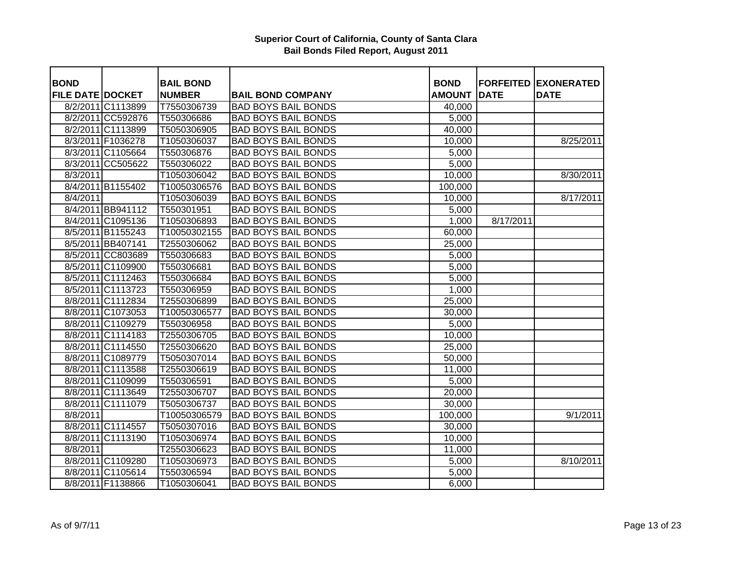**Superior Court of California, County of Santa Clara**
**Bail Bonds Filed Report, August 2011**

| BOND FILE DATE | DOCKET | BAIL BOND NUMBER | BAIL BOND COMPANY | BOND AMOUNT | FORFEITED DATE | EXONERATED DATE |
|---|---|---|---|---|---|---|
| 8/2/2011 | C1113899 | T7550306739 | BAD BOYS BAIL BONDS | 40,000 | | |
| 8/2/2011 | CC592876 | T550306686 | BAD BOYS BAIL BONDS | 5,000 | | |
| 8/2/2011 | C1113899 | T5050306905 | BAD BOYS BAIL BONDS | 40,000 | | |
| 8/3/2011 | F1036278 | T1050306037 | BAD BOYS BAIL BONDS | 10,000 | | 8/25/2011 |
| 8/3/2011 | C1105664 | T550306876 | BAD BOYS BAIL BONDS | 5,000 | | |
| 8/3/2011 | CC505622 | T550306022 | BAD BOYS BAIL BONDS | 5,000 | | |
| 8/3/2011 | | T1050306042 | BAD BOYS BAIL BONDS | 10,000 | | 8/30/2011 |
| 8/4/2011 | B1155402 | T10050306576 | BAD BOYS BAIL BONDS | 100,000 | | |
| 8/4/2011 | | T1050306039 | BAD BOYS BAIL BONDS | 10,000 | | 8/17/2011 |
| 8/4/2011 | BB941112 | T550301951 | BAD BOYS BAIL BONDS | 5,000 | | |
| 8/4/2011 | C1095136 | T1050306893 | BAD BOYS BAIL BONDS | 1,000 | 8/17/2011 | |
| 8/5/2011 | B1155243 | T10050302155 | BAD BOYS BAIL BONDS | 60,000 | | |
| 8/5/2011 | BB407141 | T2550306062 | BAD BOYS BAIL BONDS | 25,000 | | |
| 8/5/2011 | CC803689 | T550306683 | BAD BOYS BAIL BONDS | 5,000 | | |
| 8/5/2011 | C1109900 | T550306681 | BAD BOYS BAIL BONDS | 5,000 | | |
| 8/5/2011 | C1112463 | T550306684 | BAD BOYS BAIL BONDS | 5,000 | | |
| 8/5/2011 | C1113723 | T550306959 | BAD BOYS BAIL BONDS | 1,000 | | |
| 8/8/2011 | C1112834 | T2550306899 | BAD BOYS BAIL BONDS | 25,000 | | |
| 8/8/2011 | C1073053 | T10050306577 | BAD BOYS BAIL BONDS | 30,000 | | |
| 8/8/2011 | C1109279 | T550306958 | BAD BOYS BAIL BONDS | 5,000 | | |
| 8/8/2011 | C1114183 | T2550306705 | BAD BOYS BAIL BONDS | 10,000 | | |
| 8/8/2011 | C1114550 | T2550306620 | BAD BOYS BAIL BONDS | 25,000 | | |
| 8/8/2011 | C1089779 | T5050307014 | BAD BOYS BAIL BONDS | 50,000 | | |
| 8/8/2011 | C1113588 | T2550306619 | BAD BOYS BAIL BONDS | 11,000 | | |
| 8/8/2011 | C1109099 | T550306591 | BAD BOYS BAIL BONDS | 5,000 | | |
| 8/8/2011 | C1113649 | T2550306707 | BAD BOYS BAIL BONDS | 20,000 | | |
| 8/8/2011 | C1111079 | T5050306737 | BAD BOYS BAIL BONDS | 30,000 | | |
| 8/8/2011 | | T10050306579 | BAD BOYS BAIL BONDS | 100,000 | | 9/1/2011 |
| 8/8/2011 | C1114557 | T5050307016 | BAD BOYS BAIL BONDS | 30,000 | | |
| 8/8/2011 | C1113190 | T1050306974 | BAD BOYS BAIL BONDS | 10,000 | | |
| 8/8/2011 | | T2550306623 | BAD BOYS BAIL BONDS | 11,000 | | |
| 8/8/2011 | C1109280 | T1050306973 | BAD BOYS BAIL BONDS | 5,000 | | 8/10/2011 |
| 8/8/2011 | C1105614 | T550306594 | BAD BOYS BAIL BONDS | 5,000 | | |
| 8/8/2011 | F1138866 | T1050306041 | BAD BOYS BAIL BONDS | 6,000 | | |

As of 9/7/11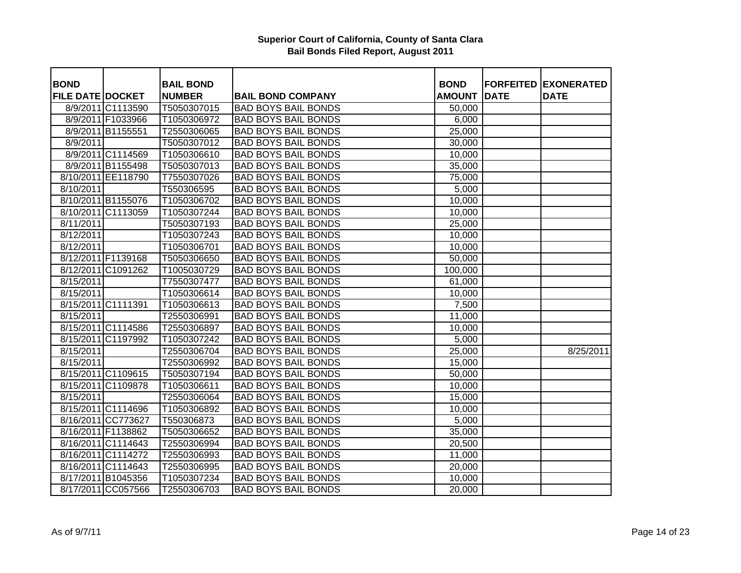**Superior Court of California, County of Santa Clara**
**Bail Bonds Filed Report, August 2011**

| BOND FILE DATE | DOCKET | BAIL BOND NUMBER | BAIL BOND COMPANY | BOND AMOUNT | FORFEITED DATE | EXONERATED DATE |
|---|---|---|---|---|---|---|
| 8/9/2011 | C1113590 | T5050307015 | BAD BOYS BAIL BONDS | 50,000 | | |
| 8/9/2011 | F1033966 | T1050306972 | BAD BOYS BAIL BONDS | 6,000 | | |
| 8/9/2011 | B1155551 | T2550306065 | BAD BOYS BAIL BONDS | 25,000 | | |
| 8/9/2011 | | T5050307012 | BAD BOYS BAIL BONDS | 30,000 | | |
| 8/9/2011 | C1114569 | T1050306610 | BAD BOYS BAIL BONDS | 10,000 | | |
| 8/9/2011 | B1155498 | T5050307013 | BAD BOYS BAIL BONDS | 35,000 | | |
| 8/10/2011 | EE118790 | T7550307026 | BAD BOYS BAIL BONDS | 75,000 | | |
| 8/10/2011 | | T550306595 | BAD BOYS BAIL BONDS | 5,000 | | |
| 8/10/2011 | B1155076 | T1050306702 | BAD BOYS BAIL BONDS | 10,000 | | |
| 8/10/2011 | C1113059 | T1050307244 | BAD BOYS BAIL BONDS | 10,000 | | |
| 8/11/2011 | | T5050307193 | BAD BOYS BAIL BONDS | 25,000 | | |
| 8/12/2011 | | T1050307243 | BAD BOYS BAIL BONDS | 10,000 | | |
| 8/12/2011 | | T1050306701 | BAD BOYS BAIL BONDS | 10,000 | | |
| 8/12/2011 | F1139168 | T5050306650 | BAD BOYS BAIL BONDS | 50,000 | | |
| 8/12/2011 | C1091262 | T1005030729 | BAD BOYS BAIL BONDS | 100,000 | | |
| 8/15/2011 | | T7550307477 | BAD BOYS BAIL BONDS | 61,000 | | |
| 8/15/2011 | | T1050306614 | BAD BOYS BAIL BONDS | 10,000 | | |
| 8/15/2011 | C1111391 | T1050306613 | BAD BOYS BAIL BONDS | 7,500 | | |
| 8/15/2011 | | T2550306991 | BAD BOYS BAIL BONDS | 11,000 | | |
| 8/15/2011 | C1114586 | T2550306897 | BAD BOYS BAIL BONDS | 10,000 | | |
| 8/15/2011 | C1197992 | T1050307242 | BAD BOYS BAIL BONDS | 5,000 | | |
| 8/15/2011 | | T2550306704 | BAD BOYS BAIL BONDS | 25,000 | | 8/25/2011 |
| 8/15/2011 | | T2550306992 | BAD BOYS BAIL BONDS | 15,000 | | |
| 8/15/2011 | C1109615 | T5050307194 | BAD BOYS BAIL BONDS | 50,000 | | |
| 8/15/2011 | C1109878 | T1050306611 | BAD BOYS BAIL BONDS | 10,000 | | |
| 8/15/2011 | | T2550306064 | BAD BOYS BAIL BONDS | 15,000 | | |
| 8/15/2011 | C1114696 | T1050306892 | BAD BOYS BAIL BONDS | 10,000 | | |
| 8/16/2011 | CC773627 | T550306873 | BAD BOYS BAIL BONDS | 5,000 | | |
| 8/16/2011 | F1138862 | T5050306652 | BAD BOYS BAIL BONDS | 35,000 | | |
| 8/16/2011 | C1114643 | T2550306994 | BAD BOYS BAIL BONDS | 20,500 | | |
| 8/16/2011 | C1114272 | T2550306993 | BAD BOYS BAIL BONDS | 11,000 | | |
| 8/16/2011 | C1114643 | T2550306995 | BAD BOYS BAIL BONDS | 20,000 | | |
| 8/17/2011 | B1045356 | T1050307234 | BAD BOYS BAIL BONDS | 10,000 | | |
| 8/17/2011 | CC057566 | T2550306703 | BAD BOYS BAIL BONDS | 20,000 | | |

As of 9/7/11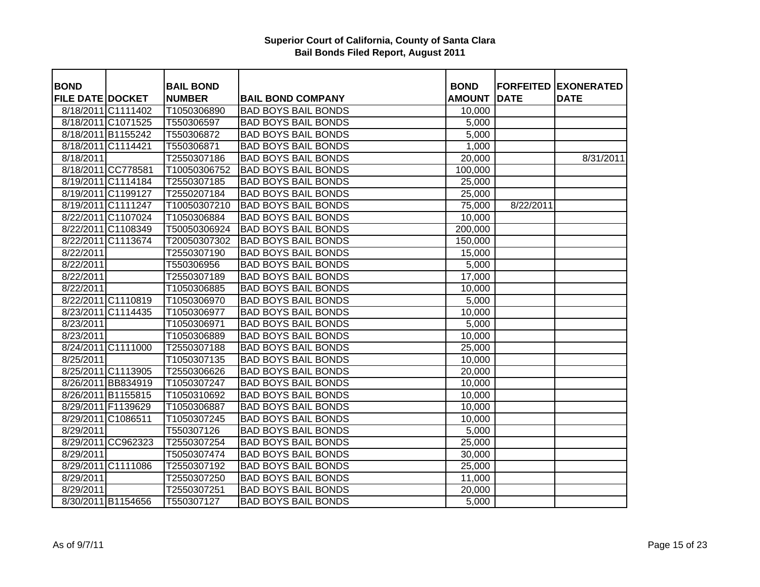**Superior Court of California, County of Santa Clara**
**Bail Bonds Filed Report, August 2011**

| BOND FILE DATE | DOCKET | BAIL BOND NUMBER | BAIL BOND COMPANY | BOND AMOUNT | FORFEITED DATE | EXONERATED DATE |
|---|---|---|---|---|---|---|
| 8/18/2011 | C1111402 | T1050306890 | BAD BOYS BAIL BONDS | 10,000 | | |
| 8/18/2011 | C1071525 | T550306597 | BAD BOYS BAIL BONDS | 5,000 | | |
| 8/18/2011 | B1155242 | T550306872 | BAD BOYS BAIL BONDS | 5,000 | | |
| 8/18/2011 | C1114421 | T550306871 | BAD BOYS BAIL BONDS | 1,000 | | |
| 8/18/2011 | | T2550307186 | BAD BOYS BAIL BONDS | 20,000 | | 8/31/2011 |
| 8/18/2011 | CC778581 | T10050306752 | BAD BOYS BAIL BONDS | 100,000 | | |
| 8/19/2011 | C1114184 | T2550307185 | BAD BOYS BAIL BONDS | 25,000 | | |
| 8/19/2011 | C1199127 | T2550207184 | BAD BOYS BAIL BONDS | 25,000 | | |
| 8/19/2011 | C1111247 | T10050307210 | BAD BOYS BAIL BONDS | 75,000 | 8/22/2011 | |
| 8/22/2011 | C1107024 | T1050306884 | BAD BOYS BAIL BONDS | 10,000 | | |
| 8/22/2011 | C1108349 | T50050306924 | BAD BOYS BAIL BONDS | 200,000 | | |
| 8/22/2011 | C1113674 | T20050307302 | BAD BOYS BAIL BONDS | 150,000 | | |
| 8/22/2011 | | T2550307190 | BAD BOYS BAIL BONDS | 15,000 | | |
| 8/22/2011 | | T550306956 | BAD BOYS BAIL BONDS | 5,000 | | |
| 8/22/2011 | | T2550307189 | BAD BOYS BAIL BONDS | 17,000 | | |
| 8/22/2011 | | T1050306885 | BAD BOYS BAIL BONDS | 10,000 | | |
| 8/22/2011 | C1110819 | T1050306970 | BAD BOYS BAIL BONDS | 5,000 | | |
| 8/23/2011 | C1114435 | T1050306977 | BAD BOYS BAIL BONDS | 10,000 | | |
| 8/23/2011 | | T1050306971 | BAD BOYS BAIL BONDS | 5,000 | | |
| 8/23/2011 | | T1050306889 | BAD BOYS BAIL BONDS | 10,000 | | |
| 8/24/2011 | C1111000 | T2550307188 | BAD BOYS BAIL BONDS | 25,000 | | |
| 8/25/2011 | | T1050307135 | BAD BOYS BAIL BONDS | 10,000 | | |
| 8/25/2011 | C1113905 | T2550306626 | BAD BOYS BAIL BONDS | 20,000 | | |
| 8/26/2011 | BB834919 | T1050307247 | BAD BOYS BAIL BONDS | 10,000 | | |
| 8/26/2011 | B1155815 | T1050310692 | BAD BOYS BAIL BONDS | 10,000 | | |
| 8/29/2011 | F1139629 | T1050306887 | BAD BOYS BAIL BONDS | 10,000 | | |
| 8/29/2011 | C1086511 | T1050307245 | BAD BOYS BAIL BONDS | 10,000 | | |
| 8/29/2011 | | T550307126 | BAD BOYS BAIL BONDS | 5,000 | | |
| 8/29/2011 | CC962323 | T2550307254 | BAD BOYS BAIL BONDS | 25,000 | | |
| 8/29/2011 | | T5050307474 | BAD BOYS BAIL BONDS | 30,000 | | |
| 8/29/2011 | C1111086 | T2550307192 | BAD BOYS BAIL BONDS | 25,000 | | |
| 8/29/2011 | | T2550307250 | BAD BOYS BAIL BONDS | 11,000 | | |
| 8/29/2011 | | T2550307251 | BAD BOYS BAIL BONDS | 20,000 | | |
| 8/30/2011 | B1154656 | T550307127 | BAD BOYS BAIL BONDS | 5,000 | | |

As of 9/7/11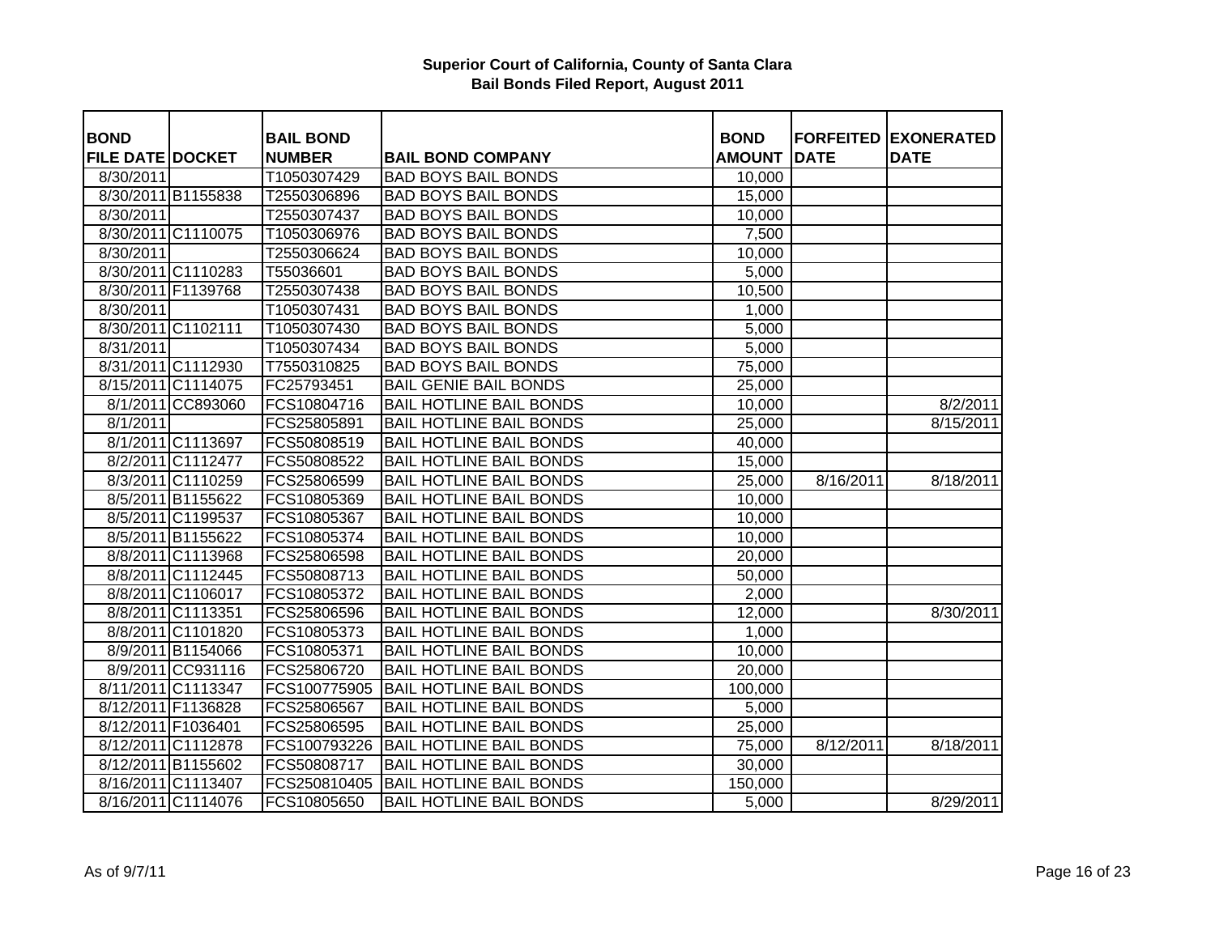# Superior Court of California, County of Santa Clara
## Bail Bonds Filed Report, August 2011

| BOND FILE DATE | DOCKET | BAIL BOND NUMBER | BAIL BOND COMPANY | BOND AMOUNT | FORFEITED DATE | EXONERATED DATE |
|---|---|---|---|---|---|---|
| 8/30/2011 | | T1050307429 | BAD BOYS BAIL BONDS | 10,000 | | |
| 8/30/2011 | B1155838 | T2550306896 | BAD BOYS BAIL BONDS | 15,000 | | |
| 8/30/2011 | | T2550307437 | BAD BOYS BAIL BONDS | 10,000 | | |
| 8/30/2011 | C1110075 | T1050306976 | BAD BOYS BAIL BONDS | 7,500 | | |
| 8/30/2011 | | T2550306624 | BAD BOYS BAIL BONDS | 10,000 | | |
| 8/30/2011 | C1110283 | T55036601 | BAD BOYS BAIL BONDS | 5,000 | | |
| 8/30/2011 | F1139768 | T2550307438 | BAD BOYS BAIL BONDS | 10,500 | | |
| 8/30/2011 | | T1050307431 | BAD BOYS BAIL BONDS | 1,000 | | |
| 8/30/2011 | C1102111 | T1050307430 | BAD BOYS BAIL BONDS | 5,000 | | |
| 8/31/2011 | | T1050307434 | BAD BOYS BAIL BONDS | 5,000 | | |
| 8/31/2011 | C1112930 | T7550310825 | BAD BOYS BAIL BONDS | 75,000 | | |
| 8/15/2011 | C1114075 | FC25793451 | BAIL GENIE BAIL BONDS | 25,000 | | |
| 8/1/2011 | CC893060 | FCS10804716 | BAIL HOTLINE BAIL BONDS | 10,000 | | 8/2/2011 |
| 8/1/2011 | | FCS25805891 | BAIL HOTLINE BAIL BONDS | 25,000 | | 8/15/2011 |
| 8/1/2011 | C1113697 | FCS50808519 | BAIL HOTLINE BAIL BONDS | 40,000 | | |
| 8/2/2011 | C1112477 | FCS50808522 | BAIL HOTLINE BAIL BONDS | 15,000 | | |
| 8/3/2011 | C1110259 | FCS25806599 | BAIL HOTLINE BAIL BONDS | 25,000 | 8/16/2011 | 8/18/2011 |
| 8/5/2011 | B1155622 | FCS10805369 | BAIL HOTLINE BAIL BONDS | 10,000 | | |
| 8/5/2011 | C1199537 | FCS10805367 | BAIL HOTLINE BAIL BONDS | 10,000 | | |
| 8/5/2011 | B1155622 | FCS10805374 | BAIL HOTLINE BAIL BONDS | 10,000 | | |
| 8/8/2011 | C1113968 | FCS25806598 | BAIL HOTLINE BAIL BONDS | 20,000 | | |
| 8/8/2011 | C1112445 | FCS50808713 | BAIL HOTLINE BAIL BONDS | 50,000 | | |
| 8/8/2011 | C1106017 | FCS10805372 | BAIL HOTLINE BAIL BONDS | 2,000 | | |
| 8/8/2011 | C1113351 | FCS25806596 | BAIL HOTLINE BAIL BONDS | 12,000 | | 8/30/2011 |
| 8/8/2011 | C1101820 | FCS10805373 | BAIL HOTLINE BAIL BONDS | 1,000 | | |
| 8/9/2011 | B1154066 | FCS10805371 | BAIL HOTLINE BAIL BONDS | 10,000 | | |
| 8/9/2011 | CC931116 | FCS25806720 | BAIL HOTLINE BAIL BONDS | 20,000 | | |
| 8/11/2011 | C1113347 | FCS100775905 | BAIL HOTLINE BAIL BONDS | 100,000 | | |
| 8/12/2011 | F1136828 | FCS25806567 | BAIL HOTLINE BAIL BONDS | 5,000 | | |
| 8/12/2011 | F1036401 | FCS25806595 | BAIL HOTLINE BAIL BONDS | 25,000 | | |
| 8/12/2011 | C1112878 | FCS100793226 | BAIL HOTLINE BAIL BONDS | 75,000 | 8/12/2011 | 8/18/2011 |
| 8/12/2011 | B1155602 | FCS50808717 | BAIL HOTLINE BAIL BONDS | 30,000 | | |
| 8/16/2011 | C1113407 | FCS250810405 | BAIL HOTLINE BAIL BONDS | 150,000 | | |
| 8/16/2011 | C1114076 | FCS10805650 | BAIL HOTLINE BAIL BONDS | 5,000 | | 8/29/2011 |

As of 9/7/11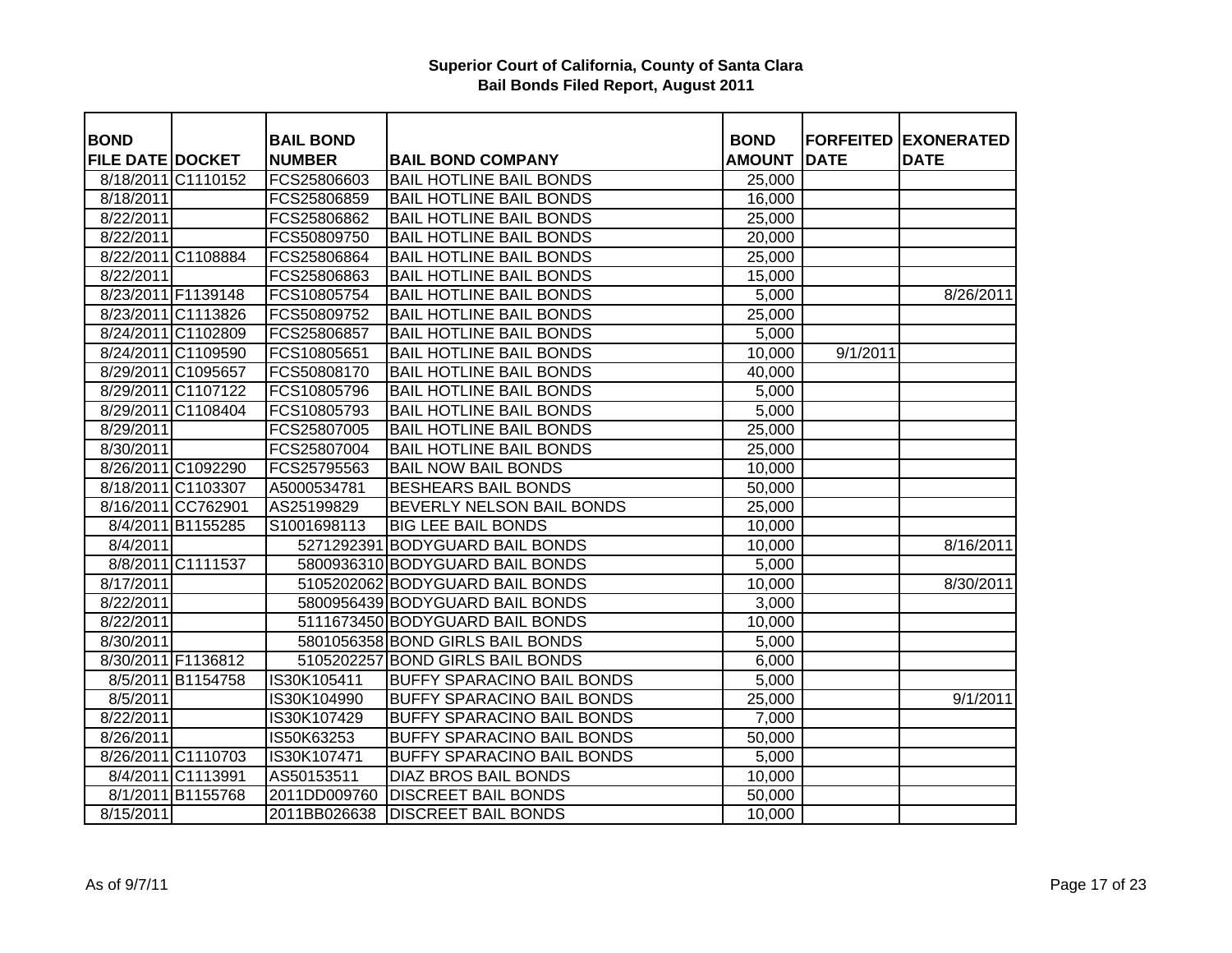**Superior Court of California, County of Santa Clara**
**Bail Bonds Filed Report, August 2011**

| BOND FILE DATE | DOCKET | BAIL BOND NUMBER | BAIL BOND COMPANY | BOND AMOUNT | FORFEITED DATE | EXONERATED DATE |
|---|---|---|---|---|---|---|
| 8/18/2011 | C1110152 | FCS25806603 | BAIL HOTLINE BAIL BONDS | 25,000 | | |
| 8/18/2011 | | FCS25806859 | BAIL HOTLINE BAIL BONDS | 16,000 | | |
| 8/22/2011 | | FCS25806862 | BAIL HOTLINE BAIL BONDS | 25,000 | | |
| 8/22/2011 | | FCS50809750 | BAIL HOTLINE BAIL BONDS | 20,000 | | |
| 8/22/2011 | C1108884 | FCS25806864 | BAIL HOTLINE BAIL BONDS | 25,000 | | |
| 8/22/2011 | | FCS25806863 | BAIL HOTLINE BAIL BONDS | 15,000 | | |
| 8/23/2011 | F1139148 | FCS10805754 | BAIL HOTLINE BAIL BONDS | 5,000 | | 8/26/2011 |
| 8/23/2011 | C1113826 | FCS50809752 | BAIL HOTLINE BAIL BONDS | 25,000 | | |
| 8/24/2011 | C1102809 | FCS25806857 | BAIL HOTLINE BAIL BONDS | 5,000 | | |
| 8/24/2011 | C1109590 | FCS10805651 | BAIL HOTLINE BAIL BONDS | 10,000 | 9/1/2011 | |
| 8/29/2011 | C1095657 | FCS50808170 | BAIL HOTLINE BAIL BONDS | 40,000 | | |
| 8/29/2011 | C1107122 | FCS10805796 | BAIL HOTLINE BAIL BONDS | 5,000 | | |
| 8/29/2011 | C1108404 | FCS10805793 | BAIL HOTLINE BAIL BONDS | 5,000 | | |
| 8/29/2011 | | FCS25807005 | BAIL HOTLINE BAIL BONDS | 25,000 | | |
| 8/30/2011 | | FCS25807004 | BAIL HOTLINE BAIL BONDS | 25,000 | | |
| 8/26/2011 | C1092290 | FCS25795563 | BAIL NOW BAIL BONDS | 10,000 | | |
| 8/18/2011 | C1103307 | A5000534781 | BESHEARS BAIL BONDS | 50,000 | | |
| 8/16/2011 | CC762901 | AS25199829 | BEVERLY NELSON BAIL BONDS | 25,000 | | |
| 8/4/2011 | B1155285 | S1001698113 | BIG LEE BAIL BONDS | 10,000 | | |
| 8/4/2011 | | 5271292391 | BODYGUARD BAIL BONDS | 10,000 | | 8/16/2011 |
| 8/8/2011 | C1111537 | 5800936310 | BODYGUARD BAIL BONDS | 5,000 | | |
| 8/17/2011 | | 5105202062 | BODYGUARD BAIL BONDS | 10,000 | | 8/30/2011 |
| 8/22/2011 | | 5800956439 | BODYGUARD BAIL BONDS | 3,000 | | |
| 8/22/2011 | | 5111673450 | BODYGUARD BAIL BONDS | 10,000 | | |
| 8/30/2011 | | 5801056358 | BOND GIRLS BAIL BONDS | 5,000 | | |
| 8/30/2011 | F1136812 | 5105202257 | BOND GIRLS BAIL BONDS | 6,000 | | |
| 8/5/2011 | B1154758 | IS30K105411 | BUFFY SPARACINO BAIL BONDS | 5,000 | | |
| 8/5/2011 | | IS30K104990 | BUFFY SPARACINO BAIL BONDS | 25,000 | | 9/1/2011 |
| 8/22/2011 | | IS30K107429 | BUFFY SPARACINO BAIL BONDS | 7,000 | | |
| 8/26/2011 | | IS50K63253 | BUFFY SPARACINO BAIL BONDS | 50,000 | | |
| 8/26/2011 | C1110703 | IS30K107471 | BUFFY SPARACINO BAIL BONDS | 5,000 | | |
| 8/4/2011 | C1113991 | AS50153511 | DIAZ BROS BAIL BONDS | 10,000 | | |
| 8/1/2011 | B1155768 | 2011DD009760 | DISCREET BAIL BONDS | 50,000 | | |
| 8/15/2011 | | 2011BB026638 | DISCREET BAIL BONDS | 10,000 | | |

As of 9/7/11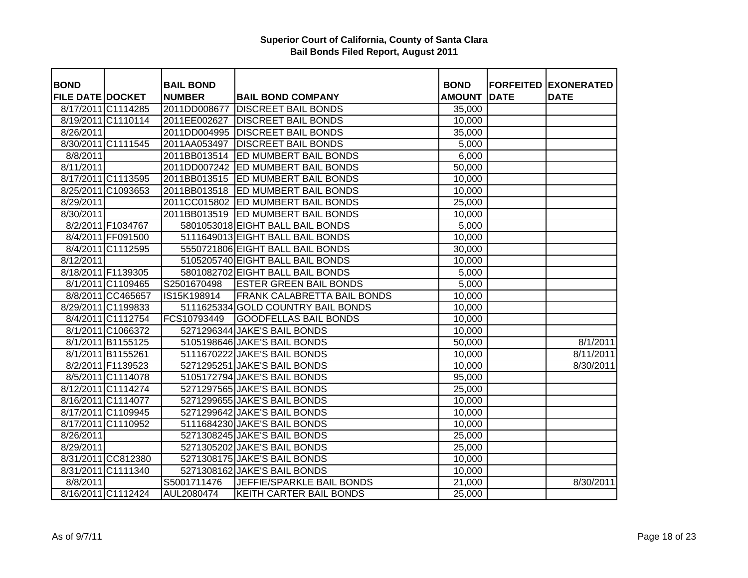**Superior Court of California, County of Santa Clara**
**Bail Bonds Filed Report, August 2011**

| BOND FILE DATE | DOCKET | BAIL BOND NUMBER | BAIL BOND COMPANY | BOND AMOUNT | FORFEITED DATE | EXONERATED DATE |
|---|---|---|---|---|---|---|
| 8/17/2011 | C1114285 | 2011DD008677 | DISCREET BAIL BONDS | 35,000 | | |
| 8/19/2011 | C1110114 | 2011EE002627 | DISCREET BAIL BONDS | 10,000 | | |
| 8/26/2011 | | 2011DD004995 | DISCREET BAIL BONDS | 35,000 | | |
| 8/30/2011 | C1111545 | 2011AA053497 | DISCREET BAIL BONDS | 5,000 | | |
| 8/8/2011 | | 2011BB013514 | ED MUMBERT BAIL BONDS | 6,000 | | |
| 8/11/2011 | | 2011DD007242 | ED MUMBERT BAIL BONDS | 50,000 | | |
| 8/17/2011 | C1113595 | 2011BB013515 | ED MUMBERT BAIL BONDS | 10,000 | | |
| 8/25/2011 | C1093653 | 2011BB013518 | ED MUMBERT BAIL BONDS | 10,000 | | |
| 8/29/2011 | | 2011CC015802 | ED MUMBERT BAIL BONDS | 25,000 | | |
| 8/30/2011 | | 2011BB013519 | ED MUMBERT BAIL BONDS | 10,000 | | |
| 8/2/2011 | F1034767 | 5801053018 | EIGHT BALL BAIL BONDS | 5,000 | | |
| 8/4/2011 | FF091500 | 5111649013 | EIGHT BALL BAIL BONDS | 10,000 | | |
| 8/4/2011 | C1112595 | 5550721806 | EIGHT BALL BAIL BONDS | 30,000 | | |
| 8/12/2011 | | 5105205740 | EIGHT BALL BAIL BONDS | 10,000 | | |
| 8/18/2011 | F1139305 | 5801082702 | EIGHT BALL BAIL BONDS | 5,000 | | |
| 8/1/2011 | C1109465 | S2501670498 | ESTER GREEN BAIL BONDS | 5,000 | | |
| 8/8/2011 | CC465657 | IS15K198914 | FRANK CALABRETTA BAIL BONDS | 10,000 | | |
| 8/29/2011 | C1199833 | 5111625334 | GOLD COUNTRY BAIL BONDS | 10,000 | | |
| 8/4/2011 | C1112754 | FCS10793449 | GOODFELLAS BAIL BONDS | 10,000 | | |
| 8/1/2011 | C1066372 | 5271296344 | JAKE'S BAIL BONDS | 10,000 | | |
| 8/1/2011 | B1155125 | 5105198646 | JAKE'S BAIL BONDS | 50,000 | | 8/1/2011 |
| 8/1/2011 | B1155261 | 5111670222 | JAKE'S BAIL BONDS | 10,000 | | 8/11/2011 |
| 8/2/2011 | F1139523 | 5271295251 | JAKE'S BAIL BONDS | 10,000 | | 8/30/2011 |
| 8/5/2011 | C1114078 | 5105172794 | JAKE'S BAIL BONDS | 95,000 | | |
| 8/12/2011 | C1114274 | 5271297565 | JAKE'S BAIL BONDS | 25,000 | | |
| 8/16/2011 | C1114077 | 5271299655 | JAKE'S BAIL BONDS | 10,000 | | |
| 8/17/2011 | C1109945 | 5271299642 | JAKE'S BAIL BONDS | 10,000 | | |
| 8/17/2011 | C1110952 | 5111684230 | JAKE'S BAIL BONDS | 10,000 | | |
| 8/26/2011 | | 5271308245 | JAKE'S BAIL BONDS | 25,000 | | |
| 8/29/2011 | | 5271305202 | JAKE'S BAIL BONDS | 25,000 | | |
| 8/31/2011 | CC812380 | 5271308175 | JAKE'S BAIL BONDS | 10,000 | | |
| 8/31/2011 | C1111340 | 5271308162 | JAKE'S BAIL BONDS | 10,000 | | |
| 8/8/2011 | | S5001711476 | JEFFIE/SPARKLE BAIL BONDS | 21,000 | | 8/30/2011 |
| 8/16/2011 | C1112424 | AUL2080474 | KEITH CARTER BAIL BONDS | 25,000 | | |

As of 9/7/11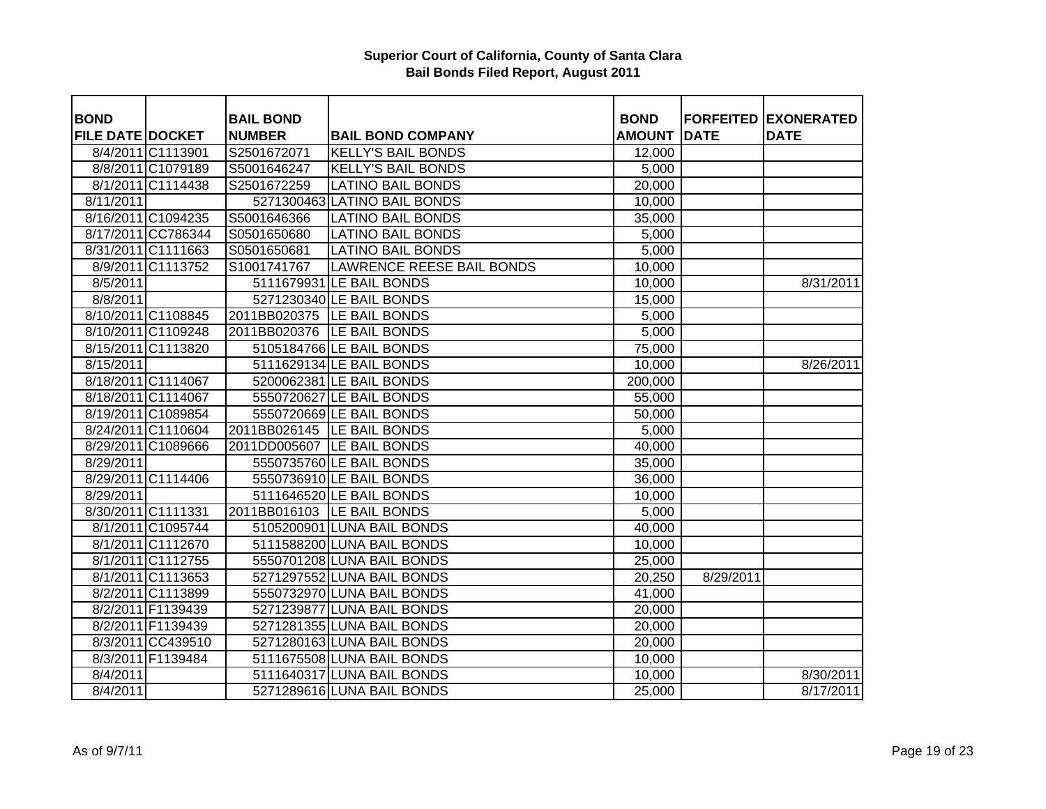# Superior Court of California, County of Santa Clara
## Bail Bonds Filed Report, August 2011

| BOND FILE DATE | DOCKET | BAIL BOND NUMBER | BAIL BOND COMPANY | BOND AMOUNT | FORFEITED DATE | EXONERATED DATE |
|---|---|---|---|---|---|---|
| 8/4/2011 | C1113901 | S2501672071 | KELLY'S BAIL BONDS | 12,000 | | |
| 8/8/2011 | C1079189 | S5001646247 | KELLY'S BAIL BONDS | 5,000 | | |
| 8/1/2011 | C1114438 | S2501672259 | LATINO BAIL BONDS | 20,000 | | |
| 8/11/2011 | | 5271300463 | LATINO BAIL BONDS | 10,000 | | |
| 8/16/2011 | C1094235 | S5001646366 | LATINO BAIL BONDS | 35,000 | | |
| 8/17/2011 | CC786344 | S0501650680 | LATINO BAIL BONDS | 5,000 | | |
| 8/31/2011 | C1111663 | S0501650681 | LATINO BAIL BONDS | 5,000 | | |
| 8/9/2011 | C1113752 | S1001741767 | LAWRENCE REESE BAIL BONDS | 10,000 | | |
| 8/5/2011 | | 5111679931 | LE BAIL BONDS | 10,000 | | 8/31/2011 |
| 8/8/2011 | | 5271230340 | LE BAIL BONDS | 15,000 | | |
| 8/10/2011 | C1108845 | 2011BB020375 | LE BAIL BONDS | 5,000 | | |
| 8/10/2011 | C1109248 | 2011BB020376 | LE BAIL BONDS | 5,000 | | |
| 8/15/2011 | C1113820 | 5105184766 | LE BAIL BONDS | 75,000 | | |
| 8/15/2011 | | 5111629134 | LE BAIL BONDS | 10,000 | | 8/26/2011 |
| 8/18/2011 | C1114067 | 5200062381 | LE BAIL BONDS | 200,000 | | |
| 8/18/2011 | C1114067 | 5550720627 | LE BAIL BONDS | 55,000 | | |
| 8/19/2011 | C1089854 | 5550720669 | LE BAIL BONDS | 50,000 | | |
| 8/24/2011 | C1110604 | 2011BB026145 | LE BAIL BONDS | 5,000 | | |
| 8/29/2011 | C1089666 | 2011DD005607 | LE BAIL BONDS | 40,000 | | |
| 8/29/2011 | | 5550735760 | LE BAIL BONDS | 35,000 | | |
| 8/29/2011 | C1114406 | 5550736910 | LE BAIL BONDS | 36,000 | | |
| 8/29/2011 | | 5111646520 | LE BAIL BONDS | 10,000 | | |
| 8/30/2011 | C1111331 | 2011BB016103 | LE BAIL BONDS | 5,000 | | |
| 8/1/2011 | C1095744 | 5105200901 | LUNA BAIL BONDS | 40,000 | | |
| 8/1/2011 | C1112670 | 5111588200 | LUNA BAIL BONDS | 10,000 | | |
| 8/1/2011 | C1112755 | 5550701208 | LUNA BAIL BONDS | 25,000 | | |
| 8/1/2011 | C1113653 | 5271297552 | LUNA BAIL BONDS | 20,250 | 8/29/2011 | |
| 8/2/2011 | C1113899 | 5550732970 | LUNA BAIL BONDS | 41,000 | | |
| 8/2/2011 | F1139439 | 5271239877 | LUNA BAIL BONDS | 20,000 | | |
| 8/2/2011 | F1139439 | 5271281355 | LUNA BAIL BONDS | 20,000 | | |
| 8/3/2011 | CC439510 | 5271280163 | LUNA BAIL BONDS | 20,000 | | |
| 8/3/2011 | F1139484 | 5111675508 | LUNA BAIL BONDS | 10,000 | | |
| 8/4/2011 | | 5111640317 | LUNA BAIL BONDS | 10,000 | | 8/30/2011 |
| 8/4/2011 | | 5271289616 | LUNA BAIL BONDS | 25,000 | | 8/17/2011 |

As of 9/7/11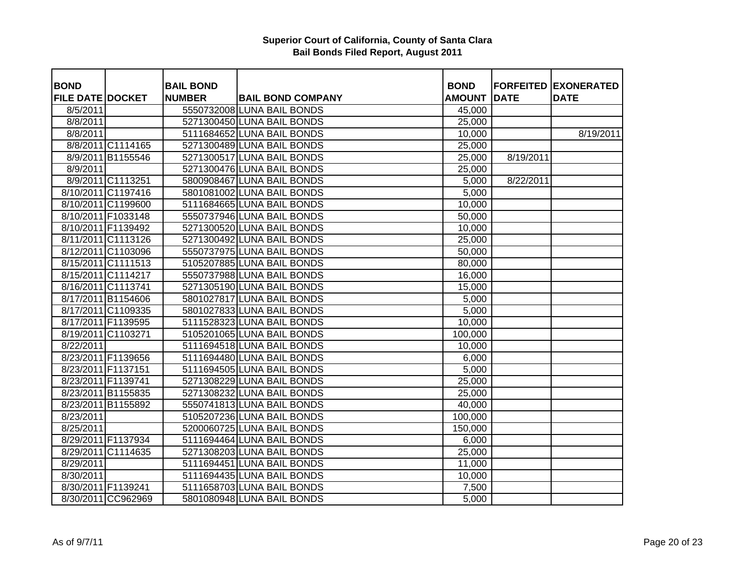**Superior Court of California, County of Santa Clara**
**Bail Bonds Filed Report, August 2011**

| BOND FILE DATE | DOCKET | BAIL BOND NUMBER | BAIL BOND COMPANY | BOND AMOUNT | FORFEITED DATE | EXONERATED DATE |
|---|---|---|---|---|---|---|
| 8/5/2011 | | 5550732008 | LUNA BAIL BONDS | 45,000 | | |
| 8/8/2011 | | 5271300450 | LUNA BAIL BONDS | 25,000 | | |
| 8/8/2011 | | 5111684652 | LUNA BAIL BONDS | 10,000 | | 8/19/2011 |
| 8/8/2011 | C1114165 | 5271300489 | LUNA BAIL BONDS | 25,000 | | |
| 8/9/2011 | B1155546 | 5271300517 | LUNA BAIL BONDS | 25,000 | 8/19/2011 | |
| 8/9/2011 | | 5271300476 | LUNA BAIL BONDS | 25,000 | | |
| 8/9/2011 | C1113251 | 5800908467 | LUNA BAIL BONDS | 5,000 | 8/22/2011 | |
| 8/10/2011 | C1197416 | 5801081002 | LUNA BAIL BONDS | 5,000 | | |
| 8/10/2011 | C1199600 | 5111684665 | LUNA BAIL BONDS | 10,000 | | |
| 8/10/2011 | F1033148 | 5550737946 | LUNA BAIL BONDS | 50,000 | | |
| 8/10/2011 | F1139492 | 5271300520 | LUNA BAIL BONDS | 10,000 | | |
| 8/11/2011 | C1113126 | 5271300492 | LUNA BAIL BONDS | 25,000 | | |
| 8/12/2011 | C1103096 | 5550737975 | LUNA BAIL BONDS | 50,000 | | |
| 8/15/2011 | C1111513 | 5105207885 | LUNA BAIL BONDS | 80,000 | | |
| 8/15/2011 | C1114217 | 5550737988 | LUNA BAIL BONDS | 16,000 | | |
| 8/16/2011 | C1113741 | 5271305190 | LUNA BAIL BONDS | 15,000 | | |
| 8/17/2011 | B1154606 | 5801027817 | LUNA BAIL BONDS | 5,000 | | |
| 8/17/2011 | C1109335 | 5801027833 | LUNA BAIL BONDS | 5,000 | | |
| 8/17/2011 | F1139595 | 5111528323 | LUNA BAIL BONDS | 10,000 | | |
| 8/19/2011 | C1103271 | 5105201065 | LUNA BAIL BONDS | 100,000 | | |
| 8/22/2011 | | 5111694518 | LUNA BAIL BONDS | 10,000 | | |
| 8/23/2011 | F1139656 | 5111694480 | LUNA BAIL BONDS | 6,000 | | |
| 8/23/2011 | F1137151 | 5111694505 | LUNA BAIL BONDS | 5,000 | | |
| 8/23/2011 | F1139741 | 5271308229 | LUNA BAIL BONDS | 25,000 | | |
| 8/23/2011 | B1155835 | 5271308232 | LUNA BAIL BONDS | 25,000 | | |
| 8/23/2011 | B1155892 | 5550741813 | LUNA BAIL BONDS | 40,000 | | |
| 8/23/2011 | | 5105207236 | LUNA BAIL BONDS | 100,000 | | |
| 8/25/2011 | | 5200060725 | LUNA BAIL BONDS | 150,000 | | |
| 8/29/2011 | F1137934 | 5111694464 | LUNA BAIL BONDS | 6,000 | | |
| 8/29/2011 | C1114635 | 5271308203 | LUNA BAIL BONDS | 25,000 | | |
| 8/29/2011 | | 5111694451 | LUNA BAIL BONDS | 11,000 | | |
| 8/30/2011 | | 5111694435 | LUNA BAIL BONDS | 10,000 | | |
| 8/30/2011 | F1139241 | 5111658703 | LUNA BAIL BONDS | 7,500 | | |
| 8/30/2011 | CC962969 | 5801080948 | LUNA BAIL BONDS | 5,000 | | |

As of 9/7/11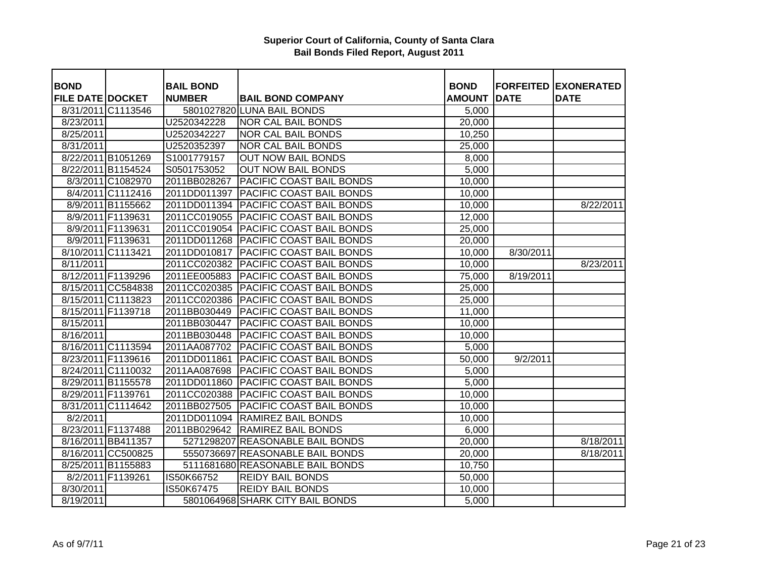**Superior Court of California, County of Santa Clara**
**Bail Bonds Filed Report, August 2011**

| BOND FILE DATE | DOCKET | BAIL BOND NUMBER | BAIL BOND COMPANY | BOND AMOUNT | FORFEITED DATE | EXONERATED DATE |
|---|---|---|---|---|---|---|
| 8/31/2011 | C1113546 | 5801027820 | LUNA BAIL BONDS | 5,000 | | |
| 8/23/2011 | | U2520342228 | NOR CAL BAIL BONDS | 20,000 | | |
| 8/25/2011 | | U2520342227 | NOR CAL BAIL BONDS | 10,250 | | |
| 8/31/2011 | | U2520352397 | NOR CAL BAIL BONDS | 25,000 | | |
| 8/22/2011 | B1051269 | S1001779157 | OUT NOW BAIL BONDS | 8,000 | | |
| 8/22/2011 | B1154524 | S0501753052 | OUT NOW BAIL BONDS | 5,000 | | |
| 8/3/2011 | C1082970 | 2011BB028267 | PACIFIC COAST BAIL BONDS | 10,000 | | |
| 8/4/2011 | C1112416 | 2011DD011397 | PACIFIC COAST BAIL BONDS | 10,000 | | |
| 8/9/2011 | B1155662 | 2011DD011394 | PACIFIC COAST BAIL BONDS | 10,000 | | 8/22/2011 |
| 8/9/2011 | F1139631 | 2011CC019055 | PACIFIC COAST BAIL BONDS | 12,000 | | |
| 8/9/2011 | F1139631 | 2011CC019054 | PACIFIC COAST BAIL BONDS | 25,000 | | |
| 8/9/2011 | F1139631 | 2011DD011268 | PACIFIC COAST BAIL BONDS | 20,000 | | |
| 8/10/2011 | C1113421 | 2011DD010817 | PACIFIC COAST BAIL BONDS | 10,000 | 8/30/2011 | |
| 8/11/2011 | | 2011CC020382 | PACIFIC COAST BAIL BONDS | 10,000 | | 8/23/2011 |
| 8/12/2011 | F1139296 | 2011EE005883 | PACIFIC COAST BAIL BONDS | 75,000 | 8/19/2011 | |
| 8/15/2011 | CC584838 | 2011CC020385 | PACIFIC COAST BAIL BONDS | 25,000 | | |
| 8/15/2011 | C1113823 | 2011CC020386 | PACIFIC COAST BAIL BONDS | 25,000 | | |
| 8/15/2011 | F1139718 | 2011BB030449 | PACIFIC COAST BAIL BONDS | 11,000 | | |
| 8/15/2011 | | 2011BB030447 | PACIFIC COAST BAIL BONDS | 10,000 | | |
| 8/16/2011 | | 2011BB030448 | PACIFIC COAST BAIL BONDS | 10,000 | | |
| 8/16/2011 | C1113594 | 2011AA087702 | PACIFIC COAST BAIL BONDS | 5,000 | | |
| 8/23/2011 | F1139616 | 2011DD011861 | PACIFIC COAST BAIL BONDS | 50,000 | 9/2/2011 | |
| 8/24/2011 | C1110032 | 2011AA087698 | PACIFIC COAST BAIL BONDS | 5,000 | | |
| 8/29/2011 | B1155578 | 2011DD011860 | PACIFIC COAST BAIL BONDS | 5,000 | | |
| 8/29/2011 | F1139761 | 2011CC020388 | PACIFIC COAST BAIL BONDS | 10,000 | | |
| 8/31/2011 | C1114642 | 2011BB027505 | PACIFIC COAST BAIL BONDS | 10,000 | | |
| 8/2/2011 | | 2011DD011094 | RAMIREZ BAIL BONDS | 10,000 | | |
| 8/23/2011 | F1137488 | 2011BB029642 | RAMIREZ BAIL BONDS | 6,000 | | |
| 8/16/2011 | BB411357 | 5271298207 | REASONABLE BAIL BONDS | 20,000 | | 8/18/2011 |
| 8/16/2011 | CC500825 | 5550736697 | REASONABLE BAIL BONDS | 20,000 | | 8/18/2011 |
| 8/25/2011 | B1155883 | 5111681680 | REASONABLE BAIL BONDS | 10,750 | | |
| 8/2/2011 | F1139261 | IS50K66752 | REIDY BAIL BONDS | 50,000 | | |
| 8/30/2011 | | IS50K67475 | REIDY BAIL BONDS | 10,000 | | |
| 8/19/2011 | | 5801064968 | SHARK CITY BAIL BONDS | 5,000 | | |

As of 9/7/11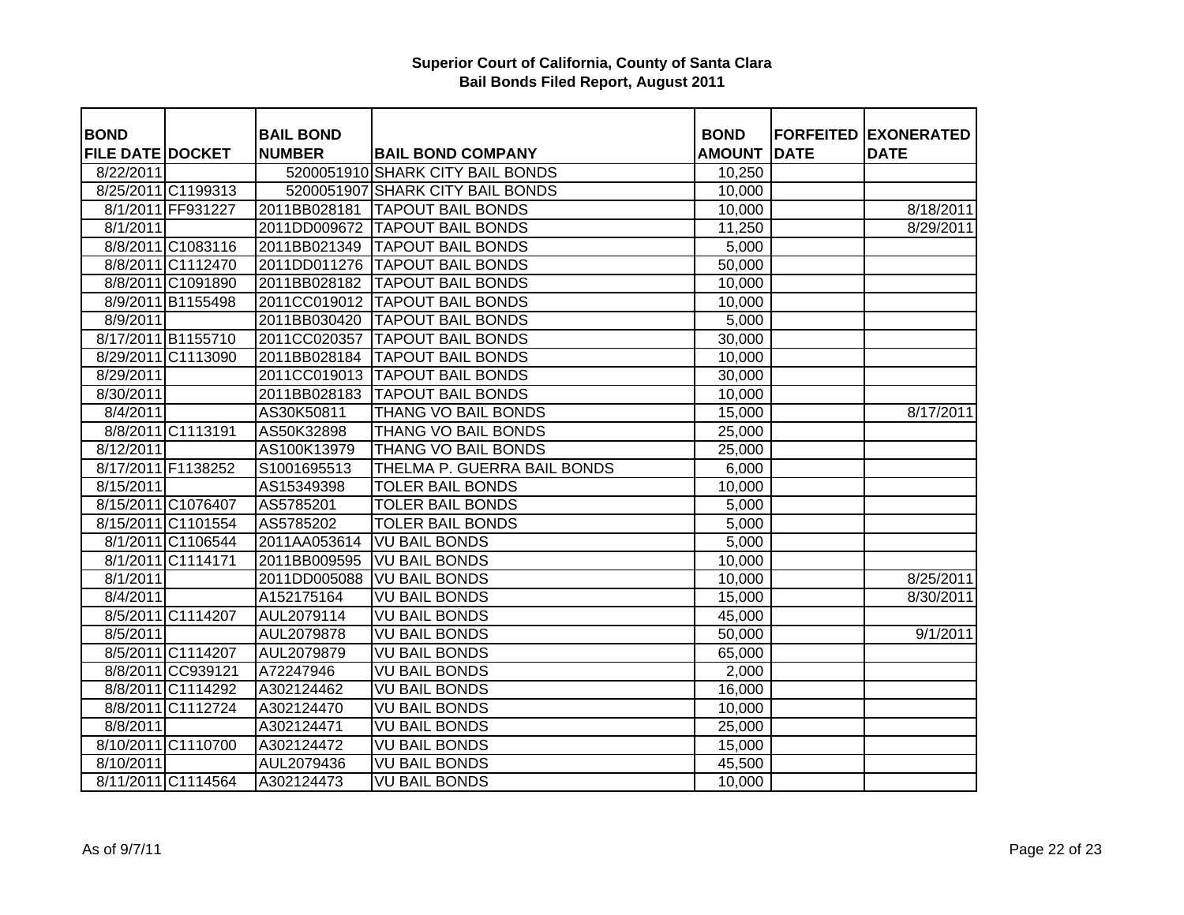**Superior Court of California, County of Santa Clara**
**Bail Bonds Filed Report, August 2011**

| BOND FILE DATE | DOCKET | BAIL BOND NUMBER | BAIL BOND COMPANY | BOND AMOUNT | FORFEITED DATE | EXONERATED DATE |
|---|---|---|---|---|---|---|
| 8/22/2011 | | 5200051910 | SHARK CITY BAIL BONDS | 10,250 | | |
| 8/25/2011 | C1199313 | 5200051907 | SHARK CITY BAIL BONDS | 10,000 | | |
| 8/1/2011 | FF931227 | 2011BB028181 | TAPOUT BAIL BONDS | 10,000 | | 8/18/2011 |
| 8/1/2011 | | 2011DD009672 | TAPOUT BAIL BONDS | 11,250 | | 8/29/2011 |
| 8/8/2011 | C1083116 | 2011BB021349 | TAPOUT BAIL BONDS | 5,000 | | |
| 8/8/2011 | C1112470 | 2011DD011276 | TAPOUT BAIL BONDS | 50,000 | | |
| 8/8/2011 | C1091890 | 2011BB028182 | TAPOUT BAIL BONDS | 10,000 | | |
| 8/9/2011 | B1155498 | 2011CC019012 | TAPOUT BAIL BONDS | 10,000 | | |
| 8/9/2011 | | 2011BB030420 | TAPOUT BAIL BONDS | 5,000 | | |
| 8/17/2011 | B1155710 | 2011CC020357 | TAPOUT BAIL BONDS | 30,000 | | |
| 8/29/2011 | C1113090 | 2011BB028184 | TAPOUT BAIL BONDS | 10,000 | | |
| 8/29/2011 | | 2011CC019013 | TAPOUT BAIL BONDS | 30,000 | | |
| 8/30/2011 | | 2011BB028183 | TAPOUT BAIL BONDS | 10,000 | | |
| 8/4/2011 | | AS30K50811 | THANG VO BAIL BONDS | 15,000 | | 8/17/2011 |
| 8/8/2011 | C1113191 | AS50K32898 | THANG VO BAIL BONDS | 25,000 | | |
| 8/12/2011 | | AS100K13979 | THANG VO BAIL BONDS | 25,000 | | |
| 8/17/2011 | F1138252 | S1001695513 | THELMA P. GUERRA BAIL BONDS | 6,000 | | |
| 8/15/2011 | | AS15349398 | TOLER BAIL BONDS | 10,000 | | |
| 8/15/2011 | C1076407 | AS5785201 | TOLER BAIL BONDS | 5,000 | | |
| 8/15/2011 | C1101554 | AS5785202 | TOLER BAIL BONDS | 5,000 | | |
| 8/1/2011 | C1106544 | 2011AA053614 | VU BAIL BONDS | 5,000 | | |
| 8/1/2011 | C1114171 | 2011BB009595 | VU BAIL BONDS | 10,000 | | |
| 8/1/2011 | | 2011DD005088 | VU BAIL BONDS | 10,000 | | 8/25/2011 |
| 8/4/2011 | | A152175164 | VU BAIL BONDS | 15,000 | | 8/30/2011 |
| 8/5/2011 | C1114207 | AUL2079114 | VU BAIL BONDS | 45,000 | | |
| 8/5/2011 | | AUL2079878 | VU BAIL BONDS | 50,000 | | 9/1/2011 |
| 8/5/2011 | C1114207 | AUL2079879 | VU BAIL BONDS | 65,000 | | |
| 8/8/2011 | CC939121 | A72247946 | VU BAIL BONDS | 2,000 | | |
| 8/8/2011 | C1114292 | A302124462 | VU BAIL BONDS | 16,000 | | |
| 8/8/2011 | C1112724 | A302124470 | VU BAIL BONDS | 10,000 | | |
| 8/8/2011 | | A302124471 | VU BAIL BONDS | 25,000 | | |
| 8/10/2011 | C1110700 | A302124472 | VU BAIL BONDS | 15,000 | | |
| 8/10/2011 | | AUL2079436 | VU BAIL BONDS | 45,500 | | |
| 8/11/2011 | C1114564 | A302124473 | VU BAIL BONDS | 10,000 | | |

As of 9/7/11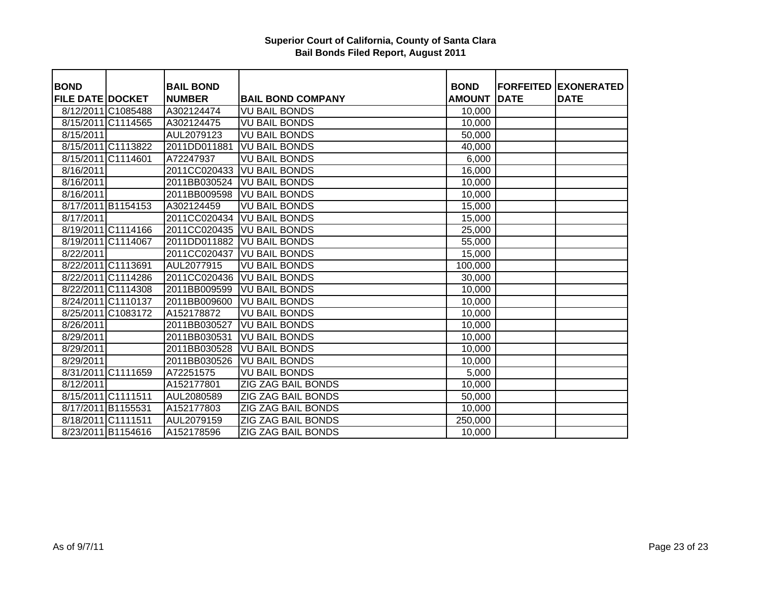**Superior Court of California, County of Santa Clara**
**Bail Bonds Filed Report, August 2011**

| BOND FILE DATE | DOCKET | BAIL BOND NUMBER | BAIL BOND COMPANY | BOND AMOUNT | FORFEITED DATE | EXONERATED DATE |
|---|---|---|---|---|---|---|
| 8/12/2011 | C1085488 | A302124474 | VU BAIL BONDS | 10,000 | | |
| 8/15/2011 | C1114565 | A302124475 | VU BAIL BONDS | 10,000 | | |
| 8/15/2011 | | AUL2079123 | VU BAIL BONDS | 50,000 | | |
| 8/15/2011 | C1113822 | 2011DD011881 | VU BAIL BONDS | 40,000 | | |
| 8/15/2011 | C1114601 | A72247937 | VU BAIL BONDS | 6,000 | | |
| 8/16/2011 | | 2011CC020433 | VU BAIL BONDS | 16,000 | | |
| 8/16/2011 | | 2011BB030524 | VU BAIL BONDS | 10,000 | | |
| 8/16/2011 | | 2011BB009598 | VU BAIL BONDS | 10,000 | | |
| 8/17/2011 | B1154153 | A302124459 | VU BAIL BONDS | 15,000 | | |
| 8/17/2011 | | 2011CC020434 | VU BAIL BONDS | 15,000 | | |
| 8/19/2011 | C1114166 | 2011CC020435 | VU BAIL BONDS | 25,000 | | |
| 8/19/2011 | C1114067 | 2011DD011882 | VU BAIL BONDS | 55,000 | | |
| 8/22/2011 | | 2011CC020437 | VU BAIL BONDS | 15,000 | | |
| 8/22/2011 | C1113691 | AUL2077915 | VU BAIL BONDS | 100,000 | | |
| 8/22/2011 | C1114286 | 2011CC020436 | VU BAIL BONDS | 30,000 | | |
| 8/22/2011 | C1114308 | 2011BB009599 | VU BAIL BONDS | 10,000 | | |
| 8/24/2011 | C1110137 | 2011BB009600 | VU BAIL BONDS | 10,000 | | |
| 8/25/2011 | C1083172 | A152178872 | VU BAIL BONDS | 10,000 | | |
| 8/26/2011 | | 2011BB030527 | VU BAIL BONDS | 10,000 | | |
| 8/29/2011 | | 2011BB030531 | VU BAIL BONDS | 10,000 | | |
| 8/29/2011 | | 2011BB030528 | VU BAIL BONDS | 10,000 | | |
| 8/29/2011 | | 2011BB030526 | VU BAIL BONDS | 10,000 | | |
| 8/31/2011 | C1111659 | A72251575 | VU BAIL BONDS | 5,000 | | |
| 8/12/2011 | | A152177801 | ZIG ZAG BAIL BONDS | 10,000 | | |
| 8/15/2011 | C1111511 | AUL2080589 | ZIG ZAG BAIL BONDS | 50,000 | | |
| 8/17/2011 | B1155531 | A152177803 | ZIG ZAG BAIL BONDS | 10,000 | | |
| 8/18/2011 | C1111511 | AUL2079159 | ZIG ZAG BAIL BONDS | 250,000 | | |
| 8/23/2011 | B1154616 | A152178596 | ZIG ZAG BAIL BONDS | 10,000 | | |

As of 9/7/11